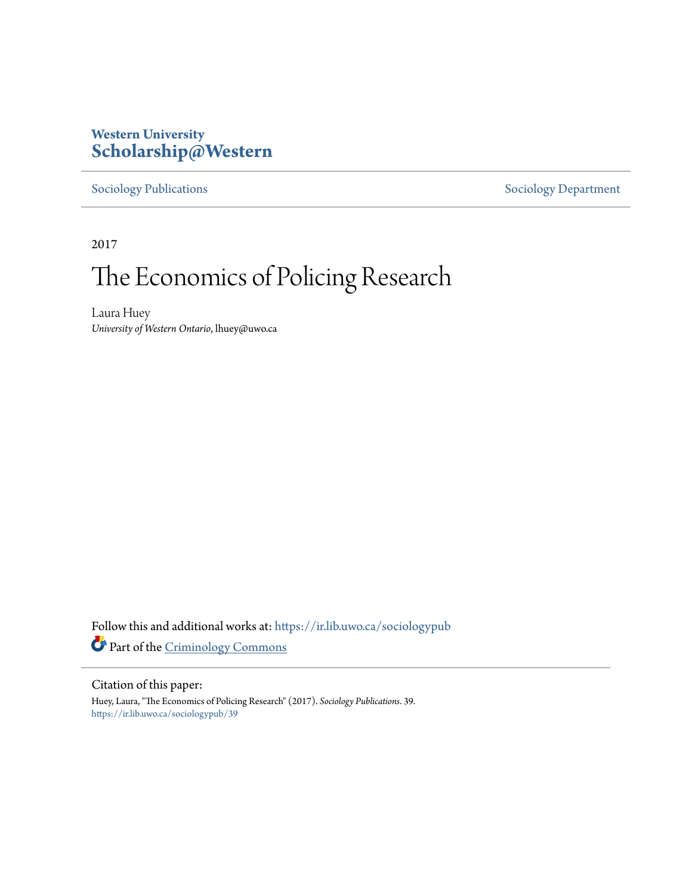Western University
**Scholarship@Western**

Sociology Publications — Sociology Department

2017

# The Economics of Policing Research

Laura Huey
*University of Western Ontario*, lhuey@uwo.ca

Follow this and additional works at: https://ir.lib.uwo.ca/sociologypub

Part of the Criminology Commons

Citation of this paper:

Huey, Laura, "The Economics of Policing Research" (2017). *Sociology Publications*. 39.
https://ir.lib.uwo.ca/sociologypub/39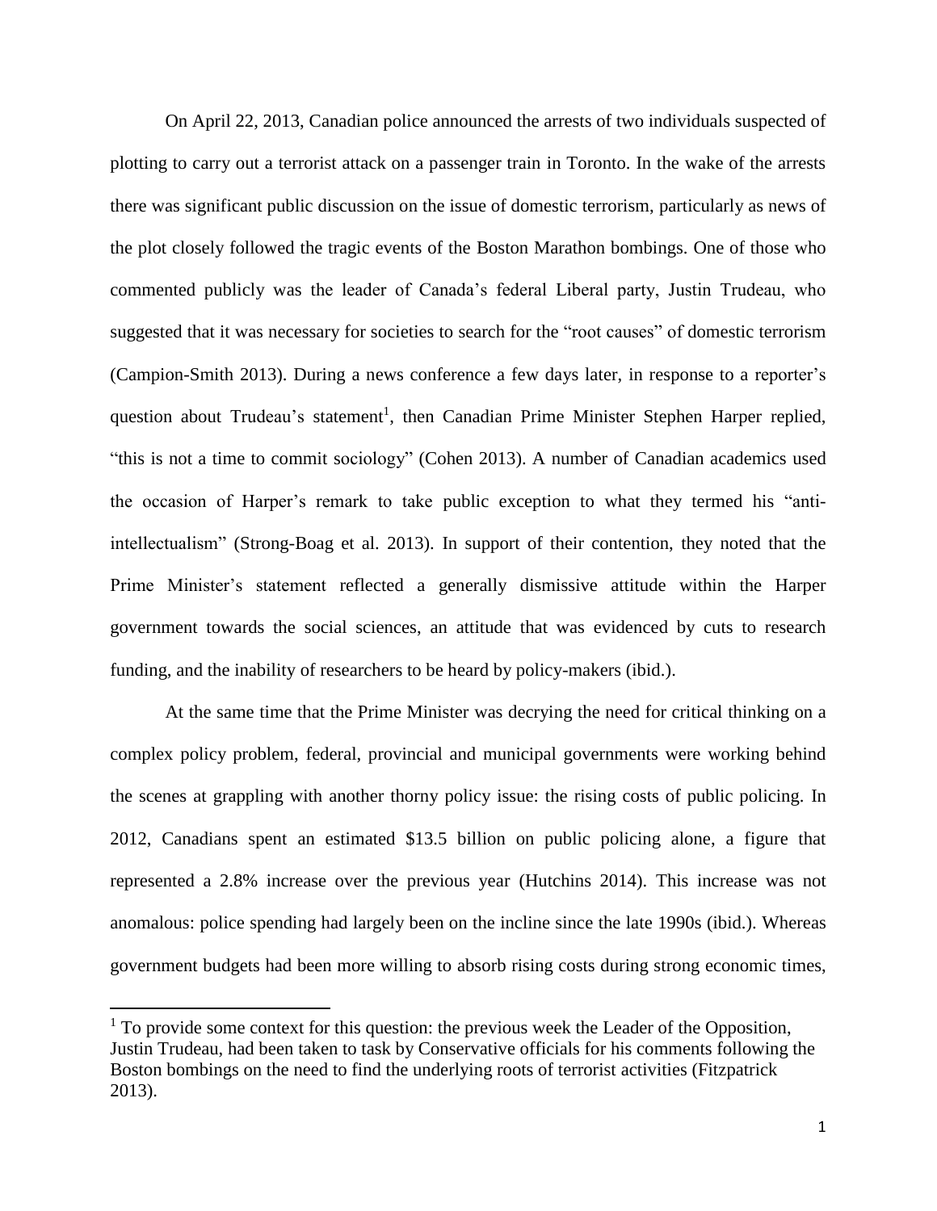On April 22, 2013, Canadian police announced the arrests of two individuals suspected of plotting to carry out a terrorist attack on a passenger train in Toronto. In the wake of the arrests there was significant public discussion on the issue of domestic terrorism, particularly as news of the plot closely followed the tragic events of the Boston Marathon bombings. One of those who commented publicly was the leader of Canada's federal Liberal party, Justin Trudeau, who suggested that it was necessary for societies to search for the "root causes" of domestic terrorism (Campion-Smith 2013). During a news conference a few days later, in response to a reporter's question about Trudeau's statement[1], then Canadian Prime Minister Stephen Harper replied, "this is not a time to commit sociology" (Cohen 2013). A number of Canadian academics used the occasion of Harper's remark to take public exception to what they termed his "anti-intellectualism" (Strong-Boag et al. 2013). In support of their contention, they noted that the Prime Minister's statement reflected a generally dismissive attitude within the Harper government towards the social sciences, an attitude that was evidenced by cuts to research funding, and the inability of researchers to be heard by policy-makers (ibid.).

At the same time that the Prime Minister was decrying the need for critical thinking on a complex policy problem, federal, provincial and municipal governments were working behind the scenes at grappling with another thorny policy issue: the rising costs of public policing. In 2012, Canadians spent an estimated $13.5 billion on public policing alone, a figure that represented a 2.8% increase over the previous year (Hutchins 2014). This increase was not anomalous: police spending had largely been on the incline since the late 1990s (ibid.). Whereas government budgets had been more willing to absorb rising costs during strong economic times,

[1] To provide some context for this question: the previous week the Leader of the Opposition, Justin Trudeau, had been taken to task by Conservative officials for his comments following the Boston bombings on the need to find the underlying roots of terrorist activities (Fitzpatrick 2013).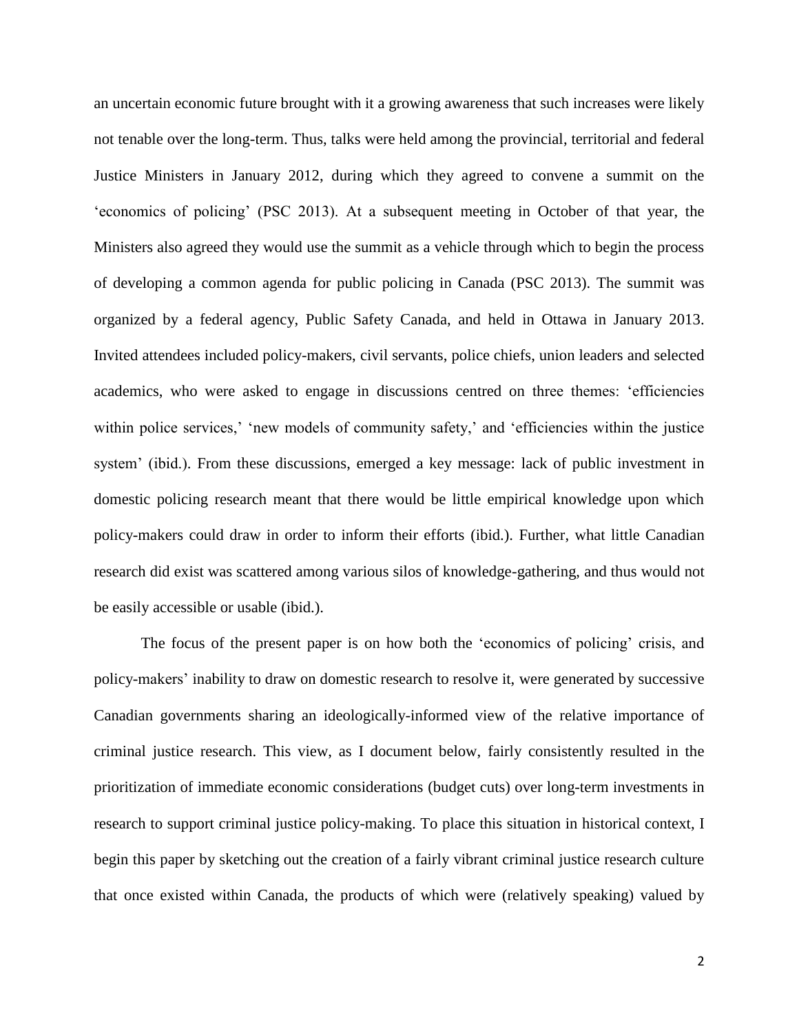an uncertain economic future brought with it a growing awareness that such increases were likely not tenable over the long-term. Thus, talks were held among the provincial, territorial and federal Justice Ministers in January 2012, during which they agreed to convene a summit on the 'economics of policing' (PSC 2013). At a subsequent meeting in October of that year, the Ministers also agreed they would use the summit as a vehicle through which to begin the process of developing a common agenda for public policing in Canada (PSC 2013). The summit was organized by a federal agency, Public Safety Canada, and held in Ottawa in January 2013. Invited attendees included policy-makers, civil servants, police chiefs, union leaders and selected academics, who were asked to engage in discussions centred on three themes: 'efficiencies within police services,' 'new models of community safety,' and 'efficiencies within the justice system' (ibid.). From these discussions, emerged a key message: lack of public investment in domestic policing research meant that there would be little empirical knowledge upon which policy-makers could draw in order to inform their efforts (ibid.). Further, what little Canadian research did exist was scattered among various silos of knowledge-gathering, and thus would not be easily accessible or usable (ibid.).

The focus of the present paper is on how both the 'economics of policing' crisis, and policy-makers' inability to draw on domestic research to resolve it, were generated by successive Canadian governments sharing an ideologically-informed view of the relative importance of criminal justice research. This view, as I document below, fairly consistently resulted in the prioritization of immediate economic considerations (budget cuts) over long-term investments in research to support criminal justice policy-making. To place this situation in historical context, I begin this paper by sketching out the creation of a fairly vibrant criminal justice research culture that once existed within Canada, the products of which were (relatively speaking) valued by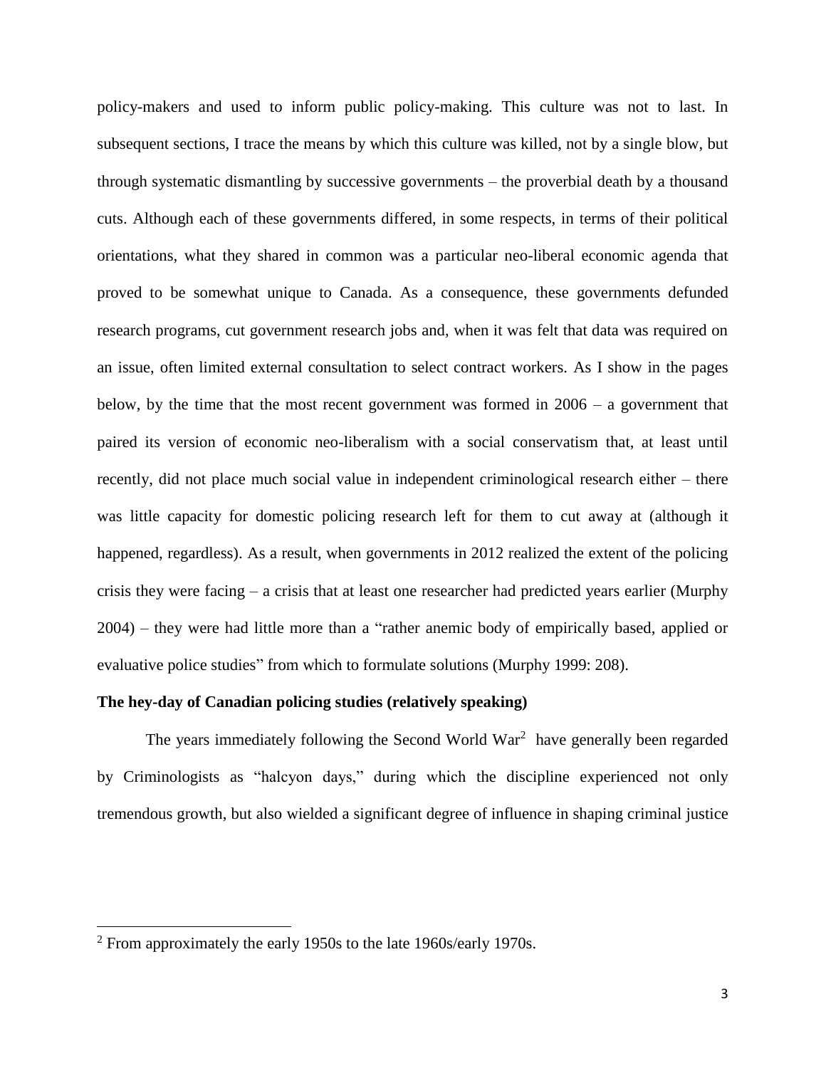policy-makers and used to inform public policy-making. This culture was not to last. In subsequent sections, I trace the means by which this culture was killed, not by a single blow, but through systematic dismantling by successive governments – the proverbial death by a thousand cuts. Although each of these governments differed, in some respects, in terms of their political orientations, what they shared in common was a particular neo-liberal economic agenda that proved to be somewhat unique to Canada. As a consequence, these governments defunded research programs, cut government research jobs and, when it was felt that data was required on an issue, often limited external consultation to select contract workers. As I show in the pages below, by the time that the most recent government was formed in 2006 – a government that paired its version of economic neo-liberalism with a social conservatism that, at least until recently, did not place much social value in independent criminological research either – there was little capacity for domestic policing research left for them to cut away at (although it happened, regardless). As a result, when governments in 2012 realized the extent of the policing crisis they were facing – a crisis that at least one researcher had predicted years earlier (Murphy 2004) – they were had little more than a "rather anemic body of empirically based, applied or evaluative police studies" from which to formulate solutions (Murphy 1999: 208).

**The hey-day of Canadian policing studies (relatively speaking)**

The years immediately following the Second World War[2] have generally been regarded by Criminologists as "halcyon days," during which the discipline experienced not only tremendous growth, but also wielded a significant degree of influence in shaping criminal justice

[2] From approximately the early 1950s to the late 1960s/early 1970s.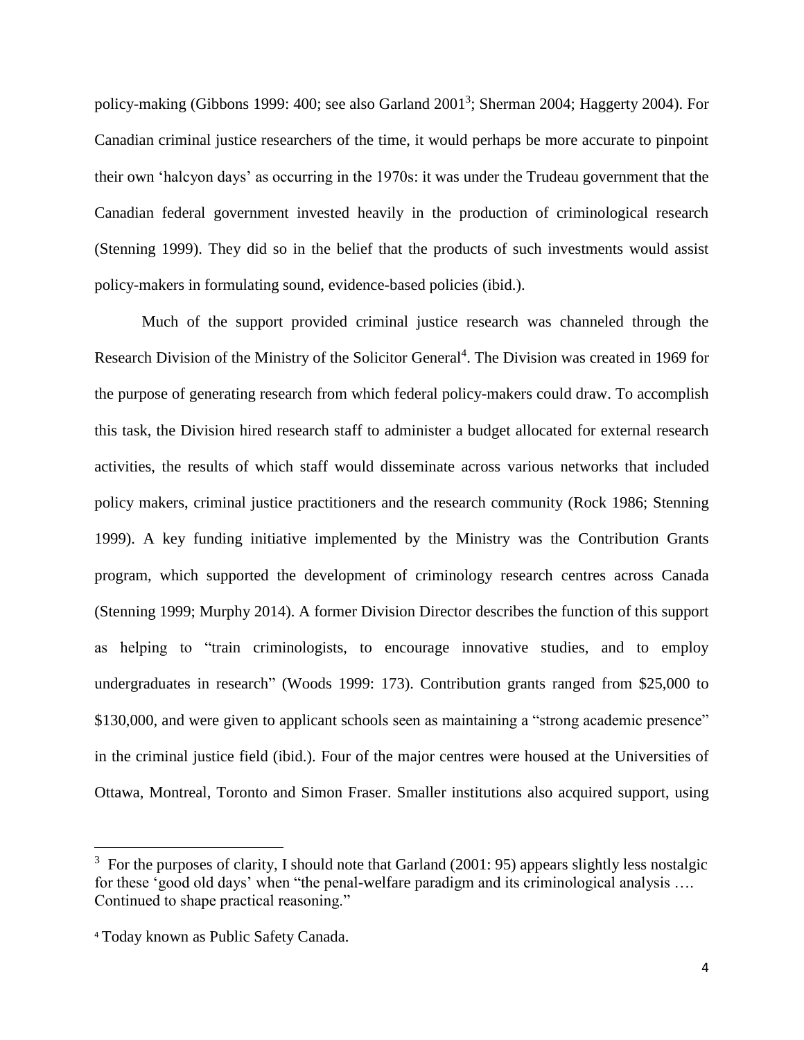policy-making (Gibbons 1999: 400; see also Garland 2001[3]; Sherman 2004; Haggerty 2004). For Canadian criminal justice researchers of the time, it would perhaps be more accurate to pinpoint their own 'halcyon days' as occurring in the 1970s: it was under the Trudeau government that the Canadian federal government invested heavily in the production of criminological research (Stenning 1999). They did so in the belief that the products of such investments would assist policy-makers in formulating sound, evidence-based policies (ibid.).

Much of the support provided criminal justice research was channeled through the Research Division of the Ministry of the Solicitor General[4]. The Division was created in 1969 for the purpose of generating research from which federal policy-makers could draw. To accomplish this task, the Division hired research staff to administer a budget allocated for external research activities, the results of which staff would disseminate across various networks that included policy makers, criminal justice practitioners and the research community (Rock 1986; Stenning 1999). A key funding initiative implemented by the Ministry was the Contribution Grants program, which supported the development of criminology research centres across Canada (Stenning 1999; Murphy 2014). A former Division Director describes the function of this support as helping to "train criminologists, to encourage innovative studies, and to employ undergraduates in research" (Woods 1999: 173). Contribution grants ranged from $25,000 to $130,000, and were given to applicant schools seen as maintaining a "strong academic presence" in the criminal justice field (ibid.). Four of the major centres were housed at the Universities of Ottawa, Montreal, Toronto and Simon Fraser. Smaller institutions also acquired support, using

---

[3] For the purposes of clarity, I should note that Garland (2001: 95) appears slightly less nostalgic for these 'good old days' when "the penal-welfare paradigm and its criminological analysis …. Continued to shape practical reasoning."

[4] Today known as Public Safety Canada.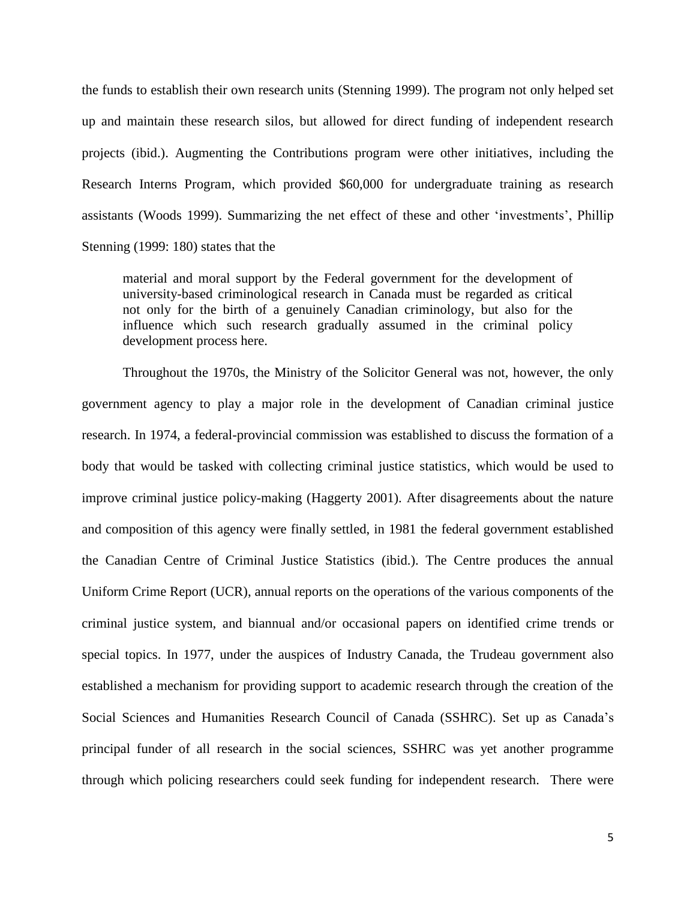the funds to establish their own research units (Stenning 1999). The program not only helped set up and maintain these research silos, but allowed for direct funding of independent research projects (ibid.). Augmenting the Contributions program were other initiatives, including the Research Interns Program, which provided $60,000 for undergraduate training as research assistants (Woods 1999). Summarizing the net effect of these and other 'investments', Phillip Stenning (1999: 180) states that the

> material and moral support by the Federal government for the development of university-based criminological research in Canada must be regarded as critical not only for the birth of a genuinely Canadian criminology, but also for the influence which such research gradually assumed in the criminal policy development process here.

Throughout the 1970s, the Ministry of the Solicitor General was not, however, the only government agency to play a major role in the development of Canadian criminal justice research. In 1974, a federal-provincial commission was established to discuss the formation of a body that would be tasked with collecting criminal justice statistics, which would be used to improve criminal justice policy-making (Haggerty 2001). After disagreements about the nature and composition of this agency were finally settled, in 1981 the federal government established the Canadian Centre of Criminal Justice Statistics (ibid.). The Centre produces the annual Uniform Crime Report (UCR), annual reports on the operations of the various components of the criminal justice system, and biannual and/or occasional papers on identified crime trends or special topics. In 1977, under the auspices of Industry Canada, the Trudeau government also established a mechanism for providing support to academic research through the creation of the Social Sciences and Humanities Research Council of Canada (SSHRC). Set up as Canada's principal funder of all research in the social sciences, SSHRC was yet another programme through which policing researchers could seek funding for independent research. There were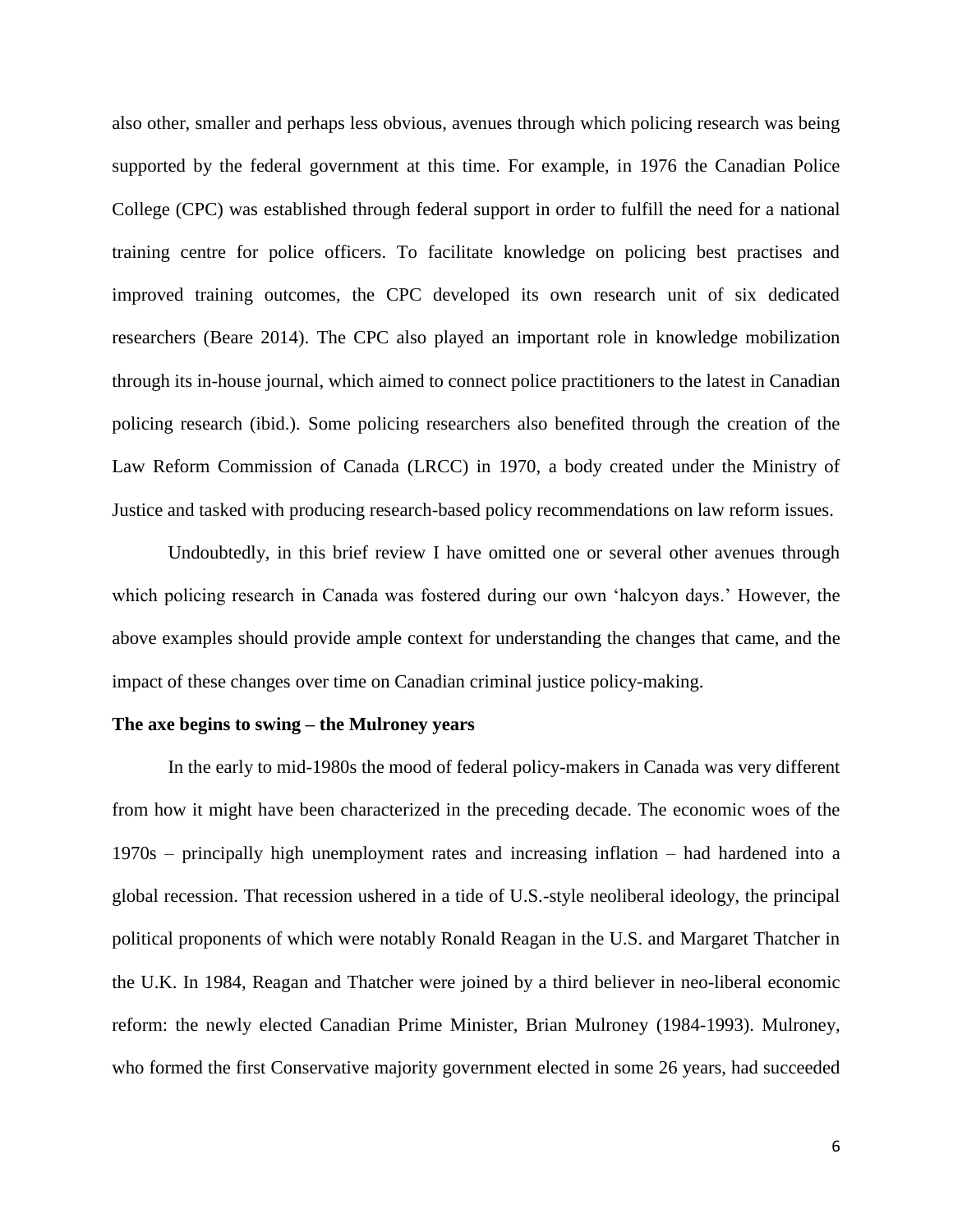also other, smaller and perhaps less obvious, avenues through which policing research was being supported by the federal government at this time. For example, in 1976 the Canadian Police College (CPC) was established through federal support in order to fulfill the need for a national training centre for police officers. To facilitate knowledge on policing best practises and improved training outcomes, the CPC developed its own research unit of six dedicated researchers (Beare 2014). The CPC also played an important role in knowledge mobilization through its in-house journal, which aimed to connect police practitioners to the latest in Canadian policing research (ibid.). Some policing researchers also benefited through the creation of the Law Reform Commission of Canada (LRCC) in 1970, a body created under the Ministry of Justice and tasked with producing research-based policy recommendations on law reform issues.

Undoubtedly, in this brief review I have omitted one or several other avenues through which policing research in Canada was fostered during our own 'halcyon days.' However, the above examples should provide ample context for understanding the changes that came, and the impact of these changes over time on Canadian criminal justice policy-making.

**The axe begins to swing – the Mulroney years**

In the early to mid-1980s the mood of federal policy-makers in Canada was very different from how it might have been characterized in the preceding decade. The economic woes of the 1970s – principally high unemployment rates and increasing inflation – had hardened into a global recession. That recession ushered in a tide of U.S.-style neoliberal ideology, the principal political proponents of which were notably Ronald Reagan in the U.S. and Margaret Thatcher in the U.K. In 1984, Reagan and Thatcher were joined by a third believer in neo-liberal economic reform: the newly elected Canadian Prime Minister, Brian Mulroney (1984-1993). Mulroney, who formed the first Conservative majority government elected in some 26 years, had succeeded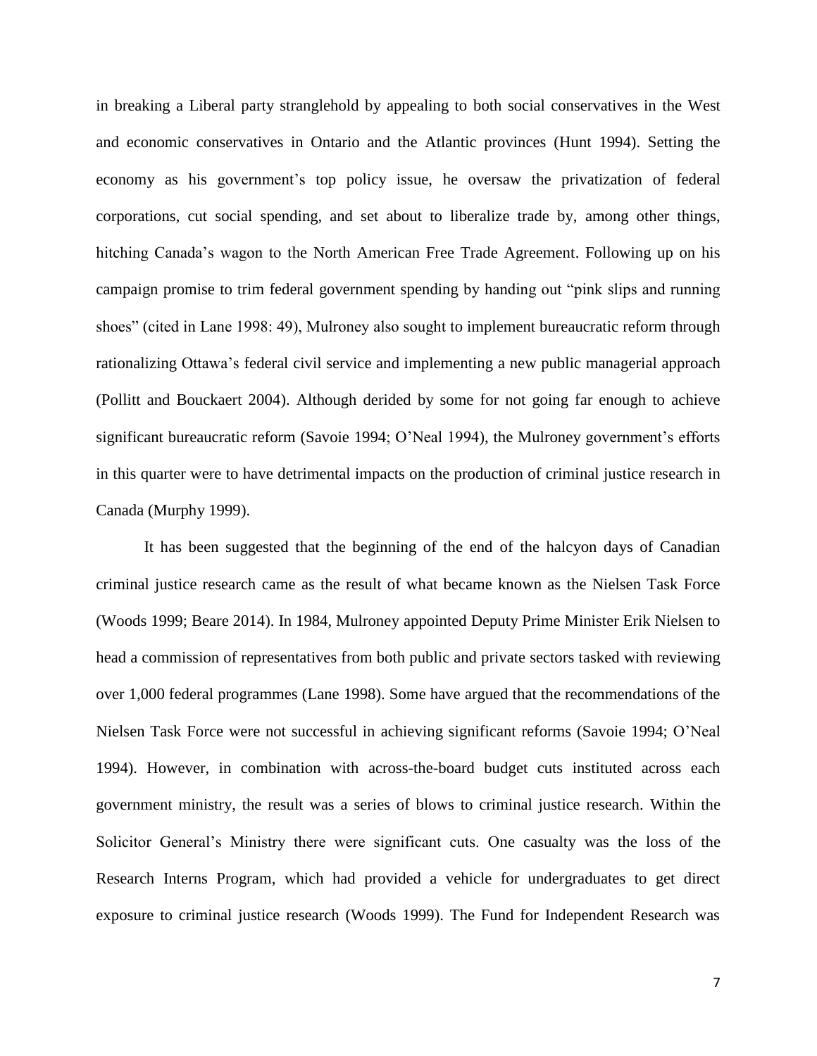in breaking a Liberal party stranglehold by appealing to both social conservatives in the West and economic conservatives in Ontario and the Atlantic provinces (Hunt 1994). Setting the economy as his government's top policy issue, he oversaw the privatization of federal corporations, cut social spending, and set about to liberalize trade by, among other things, hitching Canada's wagon to the North American Free Trade Agreement. Following up on his campaign promise to trim federal government spending by handing out "pink slips and running shoes" (cited in Lane 1998: 49), Mulroney also sought to implement bureaucratic reform through rationalizing Ottawa's federal civil service and implementing a new public managerial approach (Pollitt and Bouckaert 2004). Although derided by some for not going far enough to achieve significant bureaucratic reform (Savoie 1994; O'Neal 1994), the Mulroney government's efforts in this quarter were to have detrimental impacts on the production of criminal justice research in Canada (Murphy 1999).

It has been suggested that the beginning of the end of the halcyon days of Canadian criminal justice research came as the result of what became known as the Nielsen Task Force (Woods 1999; Beare 2014). In 1984, Mulroney appointed Deputy Prime Minister Erik Nielsen to head a commission of representatives from both public and private sectors tasked with reviewing over 1,000 federal programmes (Lane 1998). Some have argued that the recommendations of the Nielsen Task Force were not successful in achieving significant reforms (Savoie 1994; O'Neal 1994). However, in combination with across-the-board budget cuts instituted across each government ministry, the result was a series of blows to criminal justice research. Within the Solicitor General's Ministry there were significant cuts. One casualty was the loss of the Research Interns Program, which had provided a vehicle for undergraduates to get direct exposure to criminal justice research (Woods 1999). The Fund for Independent Research was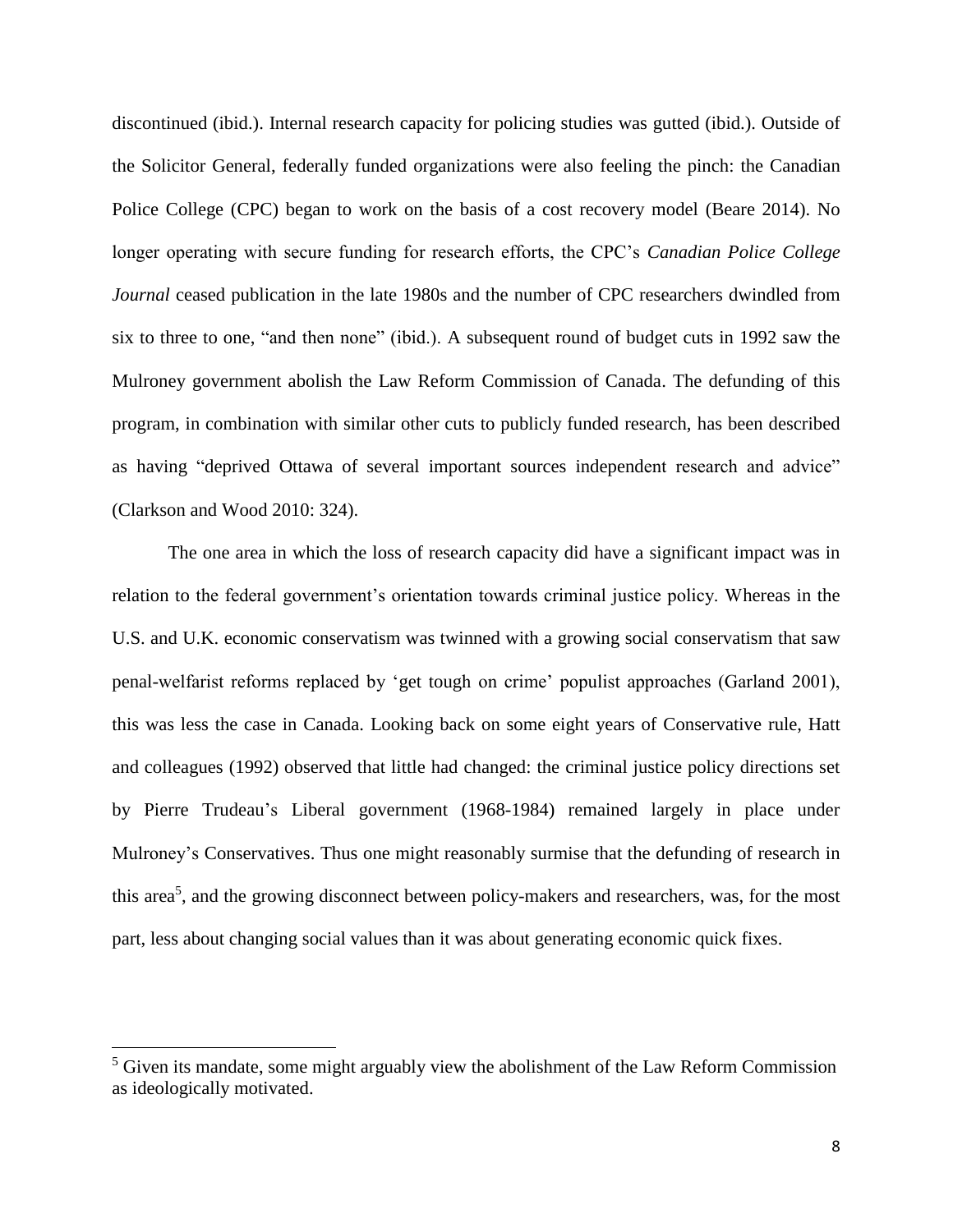discontinued (ibid.). Internal research capacity for policing studies was gutted (ibid.). Outside of the Solicitor General, federally funded organizations were also feeling the pinch: the Canadian Police College (CPC) began to work on the basis of a cost recovery model (Beare 2014). No longer operating with secure funding for research efforts, the CPC's *Canadian Police College Journal* ceased publication in the late 1980s and the number of CPC researchers dwindled from six to three to one, "and then none" (ibid.). A subsequent round of budget cuts in 1992 saw the Mulroney government abolish the Law Reform Commission of Canada. The defunding of this program, in combination with similar other cuts to publicly funded research, has been described as having "deprived Ottawa of several important sources independent research and advice" (Clarkson and Wood 2010: 324).

The one area in which the loss of research capacity did have a significant impact was in relation to the federal government's orientation towards criminal justice policy. Whereas in the U.S. and U.K. economic conservatism was twinned with a growing social conservatism that saw penal-welfarist reforms replaced by 'get tough on crime' populist approaches (Garland 2001), this was less the case in Canada. Looking back on some eight years of Conservative rule, Hatt and colleagues (1992) observed that little had changed: the criminal justice policy directions set by Pierre Trudeau's Liberal government (1968-1984) remained largely in place under Mulroney's Conservatives. Thus one might reasonably surmise that the defunding of research in this area[5], and the growing disconnect between policy-makers and researchers, was, for the most part, less about changing social values than it was about generating economic quick fixes.

[5] Given its mandate, some might arguably view the abolishment of the Law Reform Commission as ideologically motivated.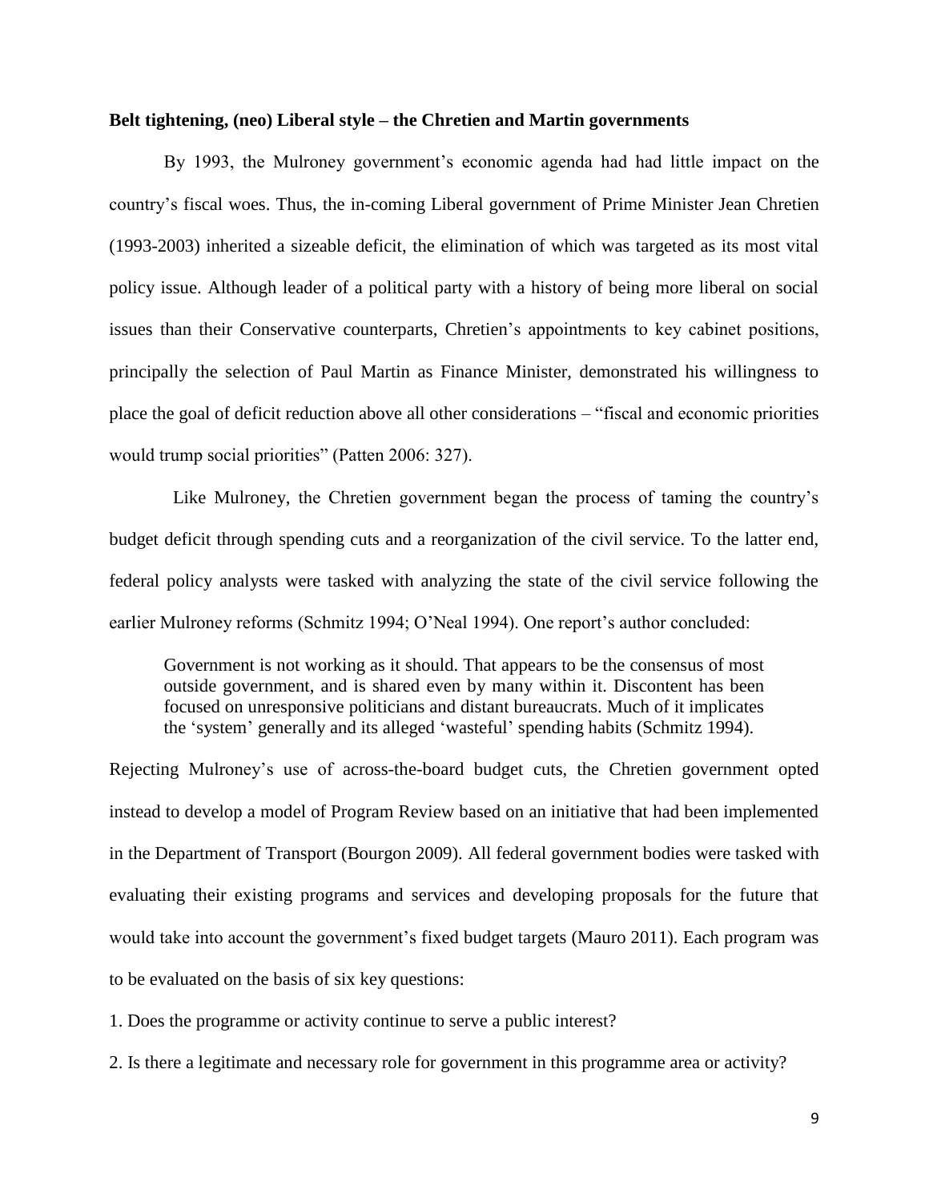**Belt tightening, (neo) Liberal style – the Chretien and Martin governments**

By 1993, the Mulroney government's economic agenda had had little impact on the country's fiscal woes. Thus, the in-coming Liberal government of Prime Minister Jean Chretien (1993-2003) inherited a sizeable deficit, the elimination of which was targeted as its most vital policy issue. Although leader of a political party with a history of being more liberal on social issues than their Conservative counterparts, Chretien's appointments to key cabinet positions, principally the selection of Paul Martin as Finance Minister, demonstrated his willingness to place the goal of deficit reduction above all other considerations – "fiscal and economic priorities would trump social priorities" (Patten 2006: 327).

Like Mulroney, the Chretien government began the process of taming the country's budget deficit through spending cuts and a reorganization of the civil service. To the latter end, federal policy analysts were tasked with analyzing the state of the civil service following the earlier Mulroney reforms (Schmitz 1994; O'Neal 1994). One report's author concluded:

> Government is not working as it should. That appears to be the consensus of most outside government, and is shared even by many within it. Discontent has been focused on unresponsive politicians and distant bureaucrats. Much of it implicates the 'system' generally and its alleged 'wasteful' spending habits (Schmitz 1994).

Rejecting Mulroney's use of across-the-board budget cuts, the Chretien government opted instead to develop a model of Program Review based on an initiative that had been implemented in the Department of Transport (Bourgon 2009). All federal government bodies were tasked with evaluating their existing programs and services and developing proposals for the future that would take into account the government's fixed budget targets (Mauro 2011). Each program was to be evaluated on the basis of six key questions:

1. Does the programme or activity continue to serve a public interest?

2. Is there a legitimate and necessary role for government in this programme area or activity?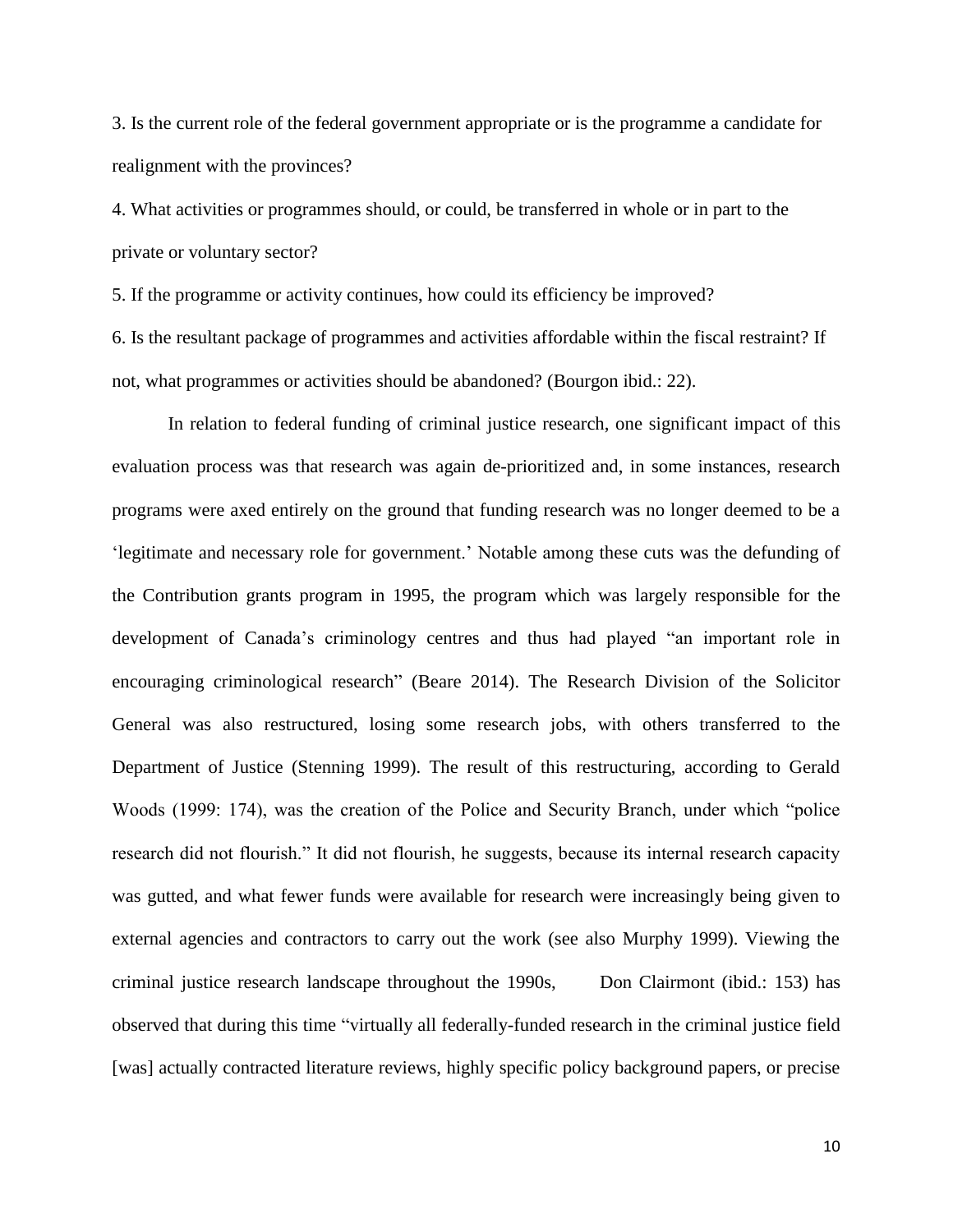3. Is the current role of the federal government appropriate or is the programme a candidate for realignment with the provinces?

4. What activities or programmes should, or could, be transferred in whole or in part to the private or voluntary sector?

5. If the programme or activity continues, how could its efficiency be improved?

6. Is the resultant package of programmes and activities affordable within the fiscal restraint? If not, what programmes or activities should be abandoned? (Bourgon ibid.: 22).

In relation to federal funding of criminal justice research, one significant impact of this evaluation process was that research was again de-prioritized and, in some instances, research programs were axed entirely on the ground that funding research was no longer deemed to be a 'legitimate and necessary role for government.' Notable among these cuts was the defunding of the Contribution grants program in 1995, the program which was largely responsible for the development of Canada's criminology centres and thus had played "an important role in encouraging criminological research" (Beare 2014). The Research Division of the Solicitor General was also restructured, losing some research jobs, with others transferred to the Department of Justice (Stenning 1999). The result of this restructuring, according to Gerald Woods (1999: 174), was the creation of the Police and Security Branch, under which "police research did not flourish." It did not flourish, he suggests, because its internal research capacity was gutted, and what fewer funds were available for research were increasingly being given to external agencies and contractors to carry out the work (see also Murphy 1999). Viewing the criminal justice research landscape throughout the 1990s, Don Clairmont (ibid.: 153) has observed that during this time "virtually all federally-funded research in the criminal justice field [was] actually contracted literature reviews, highly specific policy background papers, or precise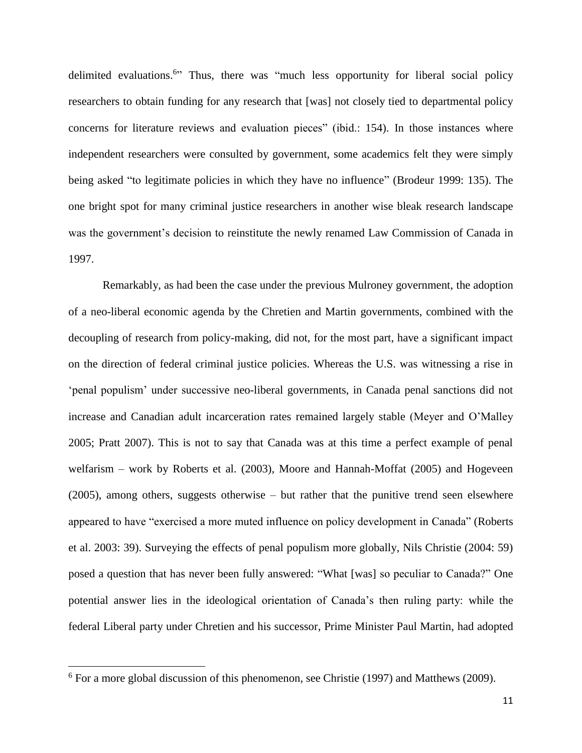delimited evaluations.[6]" Thus, there was "much less opportunity for liberal social policy researchers to obtain funding for any research that [was] not closely tied to departmental policy concerns for literature reviews and evaluation pieces" (ibid.: 154). In those instances where independent researchers were consulted by government, some academics felt they were simply being asked "to legitimate policies in which they have no influence" (Brodeur 1999: 135). The one bright spot for many criminal justice researchers in another wise bleak research landscape was the government's decision to reinstitute the newly renamed Law Commission of Canada in 1997.

Remarkably, as had been the case under the previous Mulroney government, the adoption of a neo-liberal economic agenda by the Chretien and Martin governments, combined with the decoupling of research from policy-making, did not, for the most part, have a significant impact on the direction of federal criminal justice policies. Whereas the U.S. was witnessing a rise in 'penal populism' under successive neo-liberal governments, in Canada penal sanctions did not increase and Canadian adult incarceration rates remained largely stable (Meyer and O'Malley 2005; Pratt 2007). This is not to say that Canada was at this time a perfect example of penal welfarism – work by Roberts et al. (2003), Moore and Hannah-Moffat (2005) and Hogeveen (2005), among others, suggests otherwise – but rather that the punitive trend seen elsewhere appeared to have "exercised a more muted influence on policy development in Canada" (Roberts et al. 2003: 39). Surveying the effects of penal populism more globally, Nils Christie (2004: 59) posed a question that has never been fully answered: "What [was] so peculiar to Canada?" One potential answer lies in the ideological orientation of Canada's then ruling party: while the federal Liberal party under Chretien and his successor, Prime Minister Paul Martin, had adopted

[6] For a more global discussion of this phenomenon, see Christie (1997) and Matthews (2009).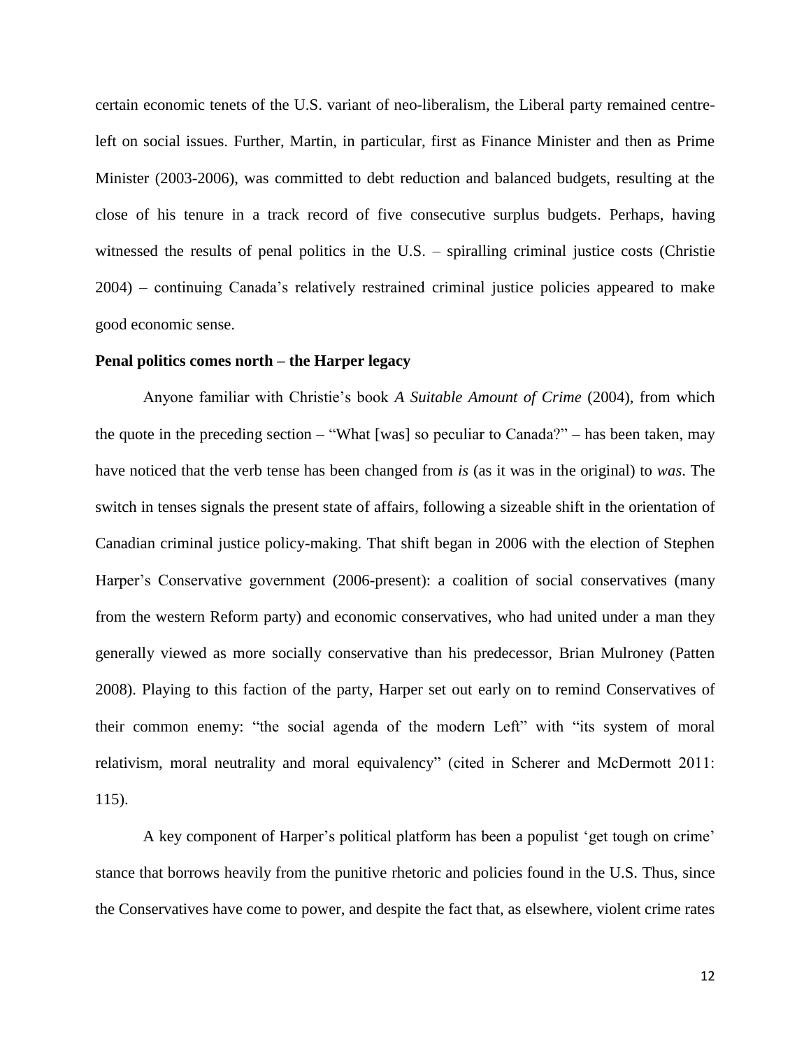certain economic tenets of the U.S. variant of neo-liberalism, the Liberal party remained centre-left on social issues. Further, Martin, in particular, first as Finance Minister and then as Prime Minister (2003-2006), was committed to debt reduction and balanced budgets, resulting at the close of his tenure in a track record of five consecutive surplus budgets. Perhaps, having witnessed the results of penal politics in the U.S. – spiralling criminal justice costs (Christie 2004) – continuing Canada's relatively restrained criminal justice policies appeared to make good economic sense.

**Penal politics comes north – the Harper legacy**

Anyone familiar with Christie's book *A Suitable Amount of Crime* (2004), from which the quote in the preceding section – "What [was] so peculiar to Canada?" – has been taken, may have noticed that the verb tense has been changed from *is* (as it was in the original) to *was*. The switch in tenses signals the present state of affairs, following a sizeable shift in the orientation of Canadian criminal justice policy-making. That shift began in 2006 with the election of Stephen Harper's Conservative government (2006-present): a coalition of social conservatives (many from the western Reform party) and economic conservatives, who had united under a man they generally viewed as more socially conservative than his predecessor, Brian Mulroney (Patten 2008). Playing to this faction of the party, Harper set out early on to remind Conservatives of their common enemy: "the social agenda of the modern Left" with "its system of moral relativism, moral neutrality and moral equivalency" (cited in Scherer and McDermott 2011: 115).

A key component of Harper's political platform has been a populist 'get tough on crime' stance that borrows heavily from the punitive rhetoric and policies found in the U.S. Thus, since the Conservatives have come to power, and despite the fact that, as elsewhere, violent crime rates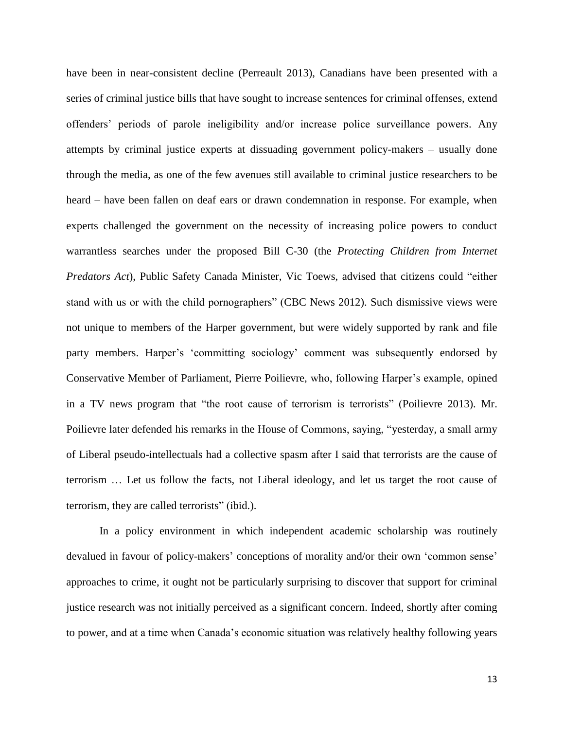have been in near-consistent decline (Perreault 2013), Canadians have been presented with a series of criminal justice bills that have sought to increase sentences for criminal offenses, extend offenders' periods of parole ineligibility and/or increase police surveillance powers. Any attempts by criminal justice experts at dissuading government policy-makers – usually done through the media, as one of the few avenues still available to criminal justice researchers to be heard – have been fallen on deaf ears or drawn condemnation in response. For example, when experts challenged the government on the necessity of increasing police powers to conduct warrantless searches under the proposed Bill C-30 (the *Protecting Children from Internet Predators Act*), Public Safety Canada Minister, Vic Toews, advised that citizens could "either stand with us or with the child pornographers" (CBC News 2012). Such dismissive views were not unique to members of the Harper government, but were widely supported by rank and file party members. Harper's 'committing sociology' comment was subsequently endorsed by Conservative Member of Parliament, Pierre Poilievre, who, following Harper's example, opined in a TV news program that "the root cause of terrorism is terrorists" (Poilievre 2013). Mr. Poilievre later defended his remarks in the House of Commons, saying, "yesterday, a small army of Liberal pseudo-intellectuals had a collective spasm after I said that terrorists are the cause of terrorism … Let us follow the facts, not Liberal ideology, and let us target the root cause of terrorism, they are called terrorists" (ibid.).

In a policy environment in which independent academic scholarship was routinely devalued in favour of policy-makers' conceptions of morality and/or their own 'common sense' approaches to crime, it ought not be particularly surprising to discover that support for criminal justice research was not initially perceived as a significant concern. Indeed, shortly after coming to power, and at a time when Canada's economic situation was relatively healthy following years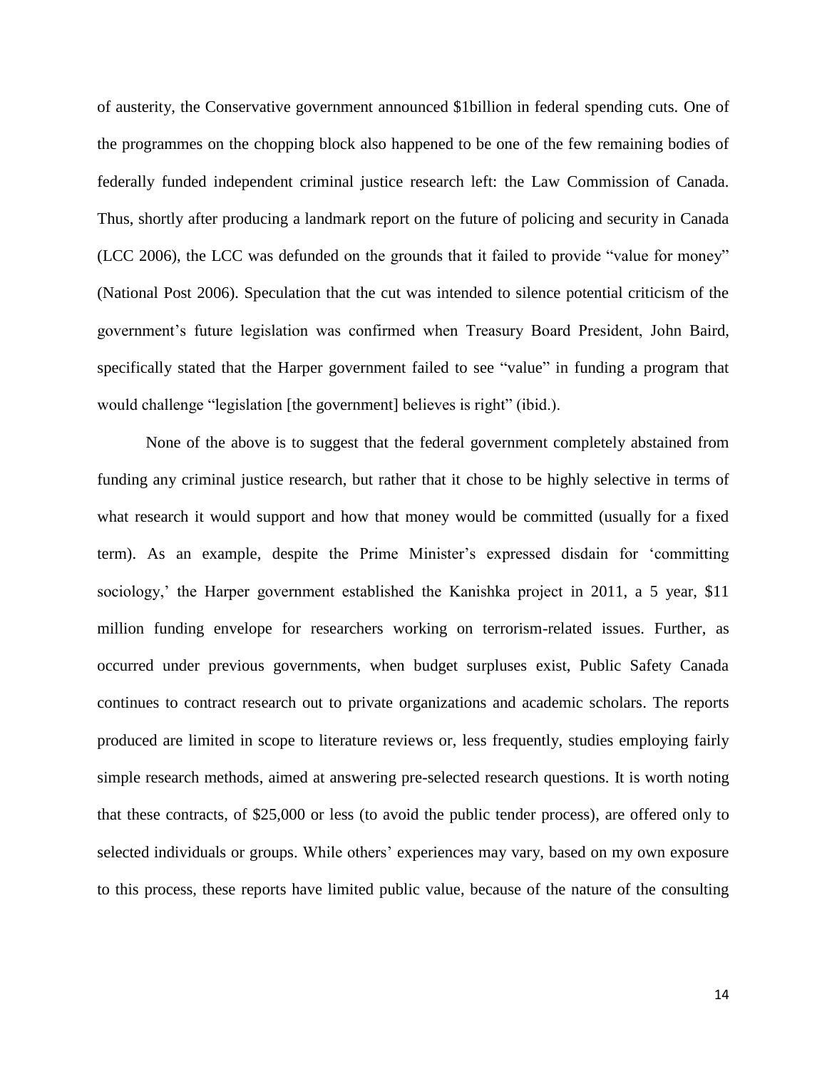of austerity, the Conservative government announced $1billion in federal spending cuts. One of the programmes on the chopping block also happened to be one of the few remaining bodies of federally funded independent criminal justice research left: the Law Commission of Canada. Thus, shortly after producing a landmark report on the future of policing and security in Canada (LCC 2006), the LCC was defunded on the grounds that it failed to provide "value for money" (National Post 2006). Speculation that the cut was intended to silence potential criticism of the government's future legislation was confirmed when Treasury Board President, John Baird, specifically stated that the Harper government failed to see "value" in funding a program that would challenge "legislation [the government] believes is right" (ibid.).

None of the above is to suggest that the federal government completely abstained from funding any criminal justice research, but rather that it chose to be highly selective in terms of what research it would support and how that money would be committed (usually for a fixed term). As an example, despite the Prime Minister's expressed disdain for 'committing sociology,' the Harper government established the Kanishka project in 2011, a 5 year, $11 million funding envelope for researchers working on terrorism-related issues. Further, as occurred under previous governments, when budget surpluses exist, Public Safety Canada continues to contract research out to private organizations and academic scholars. The reports produced are limited in scope to literature reviews or, less frequently, studies employing fairly simple research methods, aimed at answering pre-selected research questions. It is worth noting that these contracts, of $25,000 or less (to avoid the public tender process), are offered only to selected individuals or groups. While others' experiences may vary, based on my own exposure to this process, these reports have limited public value, because of the nature of the consulting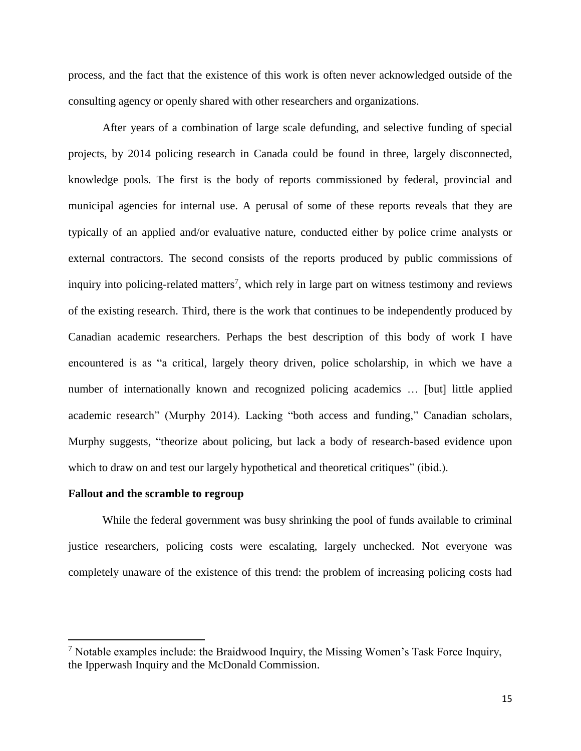process, and the fact that the existence of this work is often never acknowledged outside of the consulting agency or openly shared with other researchers and organizations.

After years of a combination of large scale defunding, and selective funding of special projects, by 2014 policing research in Canada could be found in three, largely disconnected, knowledge pools. The first is the body of reports commissioned by federal, provincial and municipal agencies for internal use. A perusal of some of these reports reveals that they are typically of an applied and/or evaluative nature, conducted either by police crime analysts or external contractors. The second consists of the reports produced by public commissions of inquiry into policing-related matters[7], which rely in large part on witness testimony and reviews of the existing research. Third, there is the work that continues to be independently produced by Canadian academic researchers. Perhaps the best description of this body of work I have encountered is as "a critical, largely theory driven, police scholarship, in which we have a number of internationally known and recognized policing academics … [but] little applied academic research" (Murphy 2014). Lacking "both access and funding," Canadian scholars, Murphy suggests, "theorize about policing, but lack a body of research-based evidence upon which to draw on and test our largely hypothetical and theoretical critiques" (ibid.).

**Fallout and the scramble to regroup**

While the federal government was busy shrinking the pool of funds available to criminal justice researchers, policing costs were escalating, largely unchecked. Not everyone was completely unaware of the existence of this trend: the problem of increasing policing costs had

---

[7] Notable examples include: the Braidwood Inquiry, the Missing Women's Task Force Inquiry, the Ipperwash Inquiry and the McDonald Commission.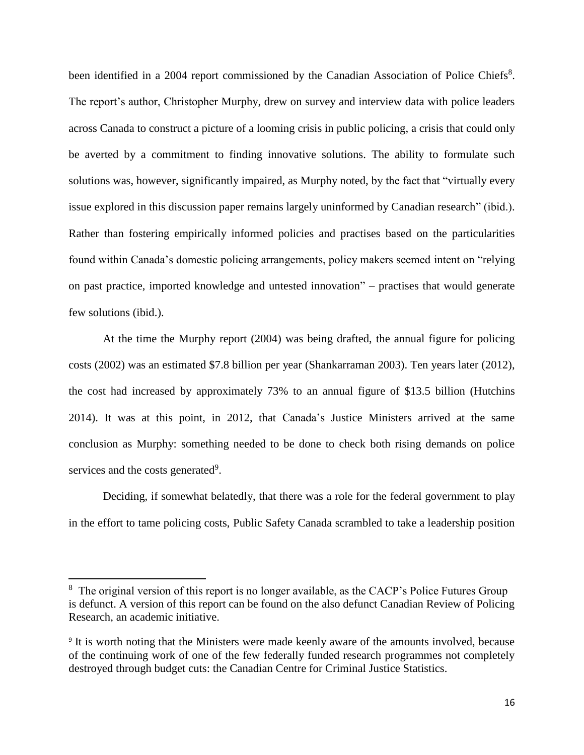been identified in a 2004 report commissioned by the Canadian Association of Police Chiefs[8]. The report's author, Christopher Murphy, drew on survey and interview data with police leaders across Canada to construct a picture of a looming crisis in public policing, a crisis that could only be averted by a commitment to finding innovative solutions. The ability to formulate such solutions was, however, significantly impaired, as Murphy noted, by the fact that "virtually every issue explored in this discussion paper remains largely uninformed by Canadian research" (ibid.). Rather than fostering empirically informed policies and practises based on the particularities found within Canada's domestic policing arrangements, policy makers seemed intent on "relying on past practice, imported knowledge and untested innovation" – practises that would generate few solutions (ibid.).

At the time the Murphy report (2004) was being drafted, the annual figure for policing costs (2002) was an estimated $7.8 billion per year (Shankarraman 2003). Ten years later (2012), the cost had increased by approximately 73% to an annual figure of $13.5 billion (Hutchins 2014). It was at this point, in 2012, that Canada's Justice Ministers arrived at the same conclusion as Murphy: something needed to be done to check both rising demands on police services and the costs generated[9].

Deciding, if somewhat belatedly, that there was a role for the federal government to play in the effort to tame policing costs, Public Safety Canada scrambled to take a leadership position

---

[8] The original version of this report is no longer available, as the CACP's Police Futures Group is defunct. A version of this report can be found on the also defunct Canadian Review of Policing Research, an academic initiative.

[9] It is worth noting that the Ministers were made keenly aware of the amounts involved, because of the continuing work of one of the few federally funded research programmes not completely destroyed through budget cuts: the Canadian Centre for Criminal Justice Statistics.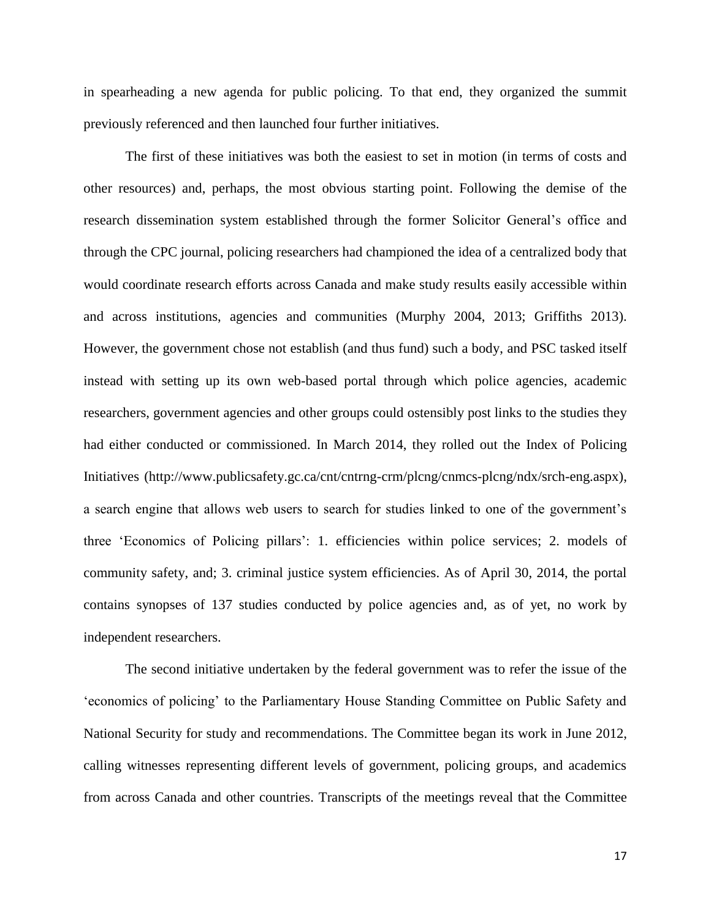in spearheading a new agenda for public policing. To that end, they organized the summit previously referenced and then launched four further initiatives.

The first of these initiatives was both the easiest to set in motion (in terms of costs and other resources) and, perhaps, the most obvious starting point. Following the demise of the research dissemination system established through the former Solicitor General's office and through the CPC journal, policing researchers had championed the idea of a centralized body that would coordinate research efforts across Canada and make study results easily accessible within and across institutions, agencies and communities (Murphy 2004, 2013; Griffiths 2013). However, the government chose not establish (and thus fund) such a body, and PSC tasked itself instead with setting up its own web-based portal through which police agencies, academic researchers, government agencies and other groups could ostensibly post links to the studies they had either conducted or commissioned. In March 2014, they rolled out the Index of Policing Initiatives (http://www.publicsafety.gc.ca/cnt/cntrng-crm/plcng/cnmcs-plcng/ndx/srch-eng.aspx), a search engine that allows web users to search for studies linked to one of the government's three 'Economics of Policing pillars': 1. efficiencies within police services; 2. models of community safety, and; 3. criminal justice system efficiencies. As of April 30, 2014, the portal contains synopses of 137 studies conducted by police agencies and, as of yet, no work by independent researchers.

The second initiative undertaken by the federal government was to refer the issue of the 'economics of policing' to the Parliamentary House Standing Committee on Public Safety and National Security for study and recommendations. The Committee began its work in June 2012, calling witnesses representing different levels of government, policing groups, and academics from across Canada and other countries. Transcripts of the meetings reveal that the Committee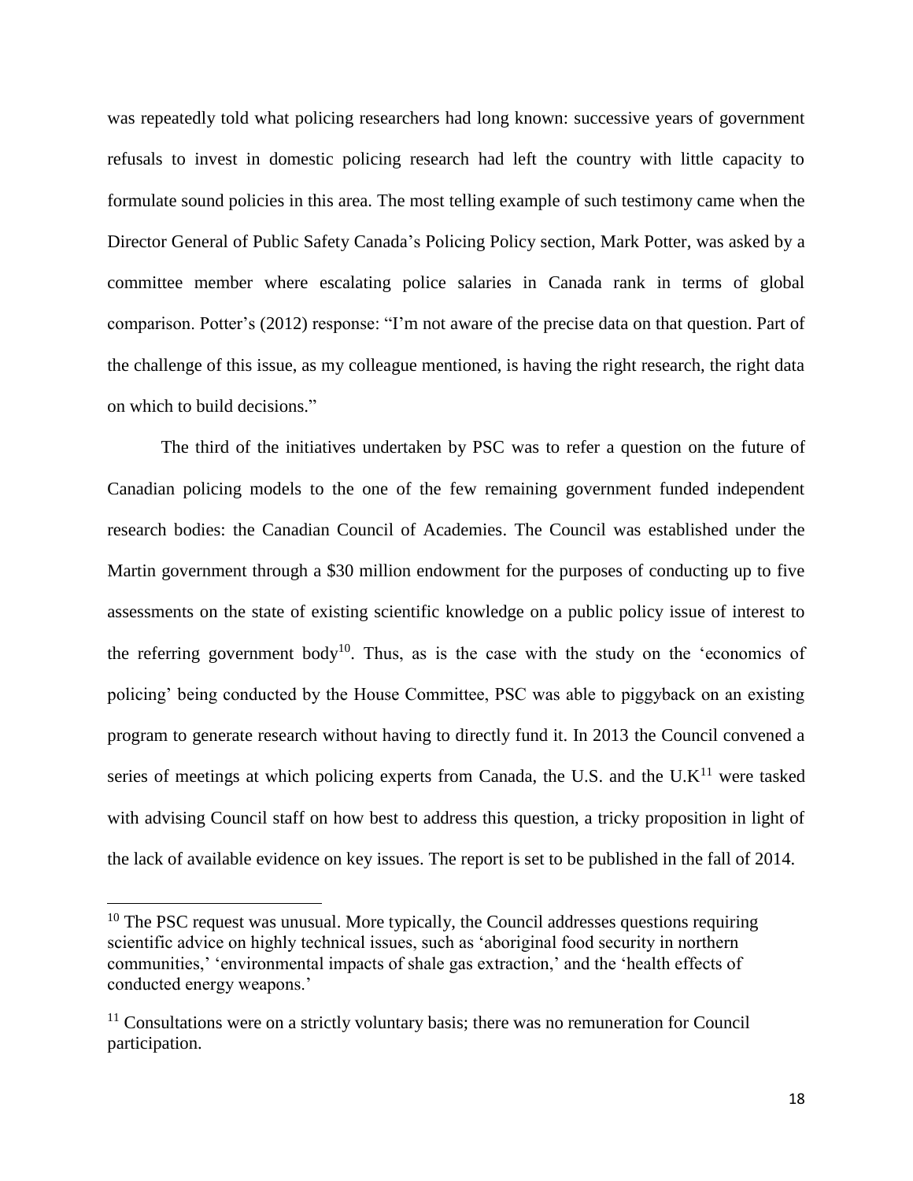was repeatedly told what policing researchers had long known: successive years of government refusals to invest in domestic policing research had left the country with little capacity to formulate sound policies in this area. The most telling example of such testimony came when the Director General of Public Safety Canada's Policing Policy section, Mark Potter, was asked by a committee member where escalating police salaries in Canada rank in terms of global comparison. Potter's (2012) response: "I'm not aware of the precise data on that question. Part of the challenge of this issue, as my colleague mentioned, is having the right research, the right data on which to build decisions."

The third of the initiatives undertaken by PSC was to refer a question on the future of Canadian policing models to the one of the few remaining government funded independent research bodies: the Canadian Council of Academies. The Council was established under the Martin government through a $30 million endowment for the purposes of conducting up to five assessments on the state of existing scientific knowledge on a public policy issue of interest to the referring government body[10]. Thus, as is the case with the study on the 'economics of policing' being conducted by the House Committee, PSC was able to piggyback on an existing program to generate research without having to directly fund it. In 2013 the Council convened a series of meetings at which policing experts from Canada, the U.S. and the U.K[11] were tasked with advising Council staff on how best to address this question, a tricky proposition in light of the lack of available evidence on key issues. The report is set to be published in the fall of 2014.

---

[10] The PSC request was unusual. More typically, the Council addresses questions requiring scientific advice on highly technical issues, such as 'aboriginal food security in northern communities,' 'environmental impacts of shale gas extraction,' and the 'health effects of conducted energy weapons.'

[11] Consultations were on a strictly voluntary basis; there was no remuneration for Council participation.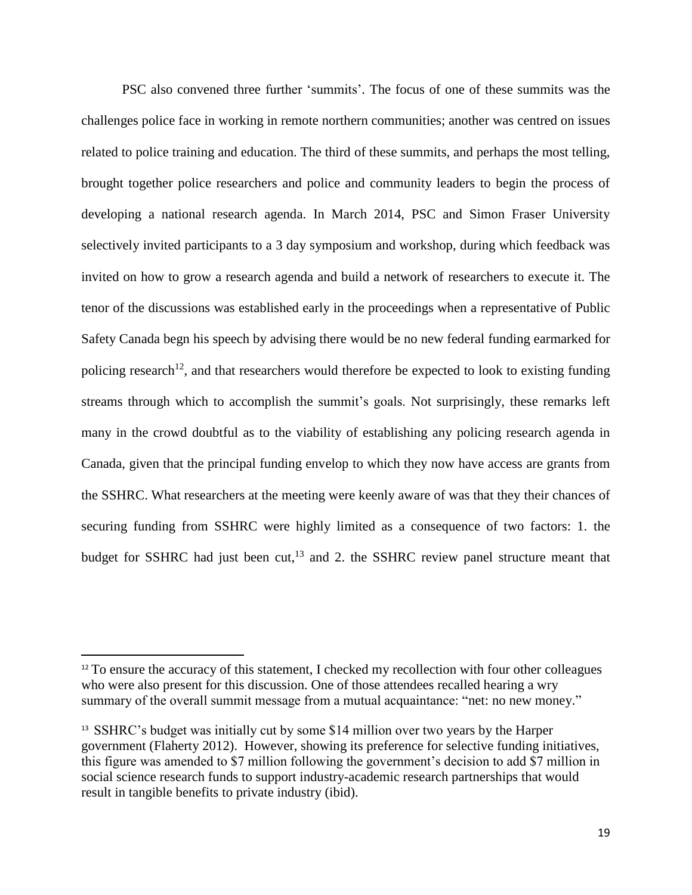PSC also convened three further 'summits'. The focus of one of these summits was the challenges police face in working in remote northern communities; another was centred on issues related to police training and education. The third of these summits, and perhaps the most telling, brought together police researchers and police and community leaders to begin the process of developing a national research agenda. In March 2014, PSC and Simon Fraser University selectively invited participants to a 3 day symposium and workshop, during which feedback was invited on how to grow a research agenda and build a network of researchers to execute it. The tenor of the discussions was established early in the proceedings when a representative of Public Safety Canada begn his speech by advising there would be no new federal funding earmarked for policing research[12], and that researchers would therefore be expected to look to existing funding streams through which to accomplish the summit's goals. Not surprisingly, these remarks left many in the crowd doubtful as to the viability of establishing any policing research agenda in Canada, given that the principal funding envelop to which they now have access are grants from the SSHRC. What researchers at the meeting were keenly aware of was that they their chances of securing funding from SSHRC were highly limited as a consequence of two factors: 1. the budget for SSHRC had just been cut,[13] and 2. the SSHRC review panel structure meant that

---

[12] To ensure the accuracy of this statement, I checked my recollection with four other colleagues who were also present for this discussion. One of those attendees recalled hearing a wry summary of the overall summit message from a mutual acquaintance: "net: no new money."

[13] SSHRC's budget was initially cut by some $14 million over two years by the Harper government (Flaherty 2012). However, showing its preference for selective funding initiatives, this figure was amended to $7 million following the government's decision to add $7 million in social science research funds to support industry-academic research partnerships that would result in tangible benefits to private industry (ibid).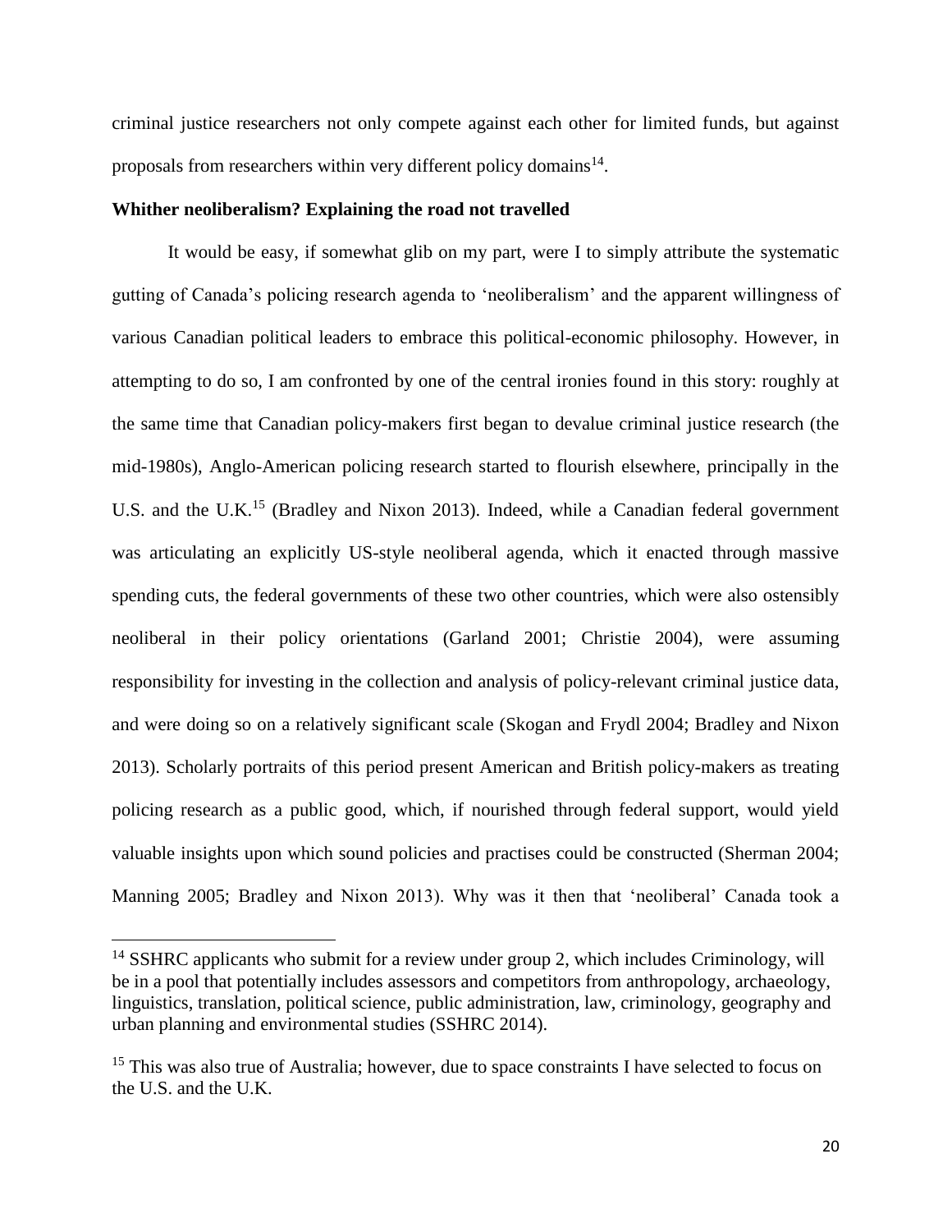criminal justice researchers not only compete against each other for limited funds, but against proposals from researchers within very different policy domains[14].

**Whither neoliberalism? Explaining the road not travelled**

It would be easy, if somewhat glib on my part, were I to simply attribute the systematic gutting of Canada's policing research agenda to 'neoliberalism' and the apparent willingness of various Canadian political leaders to embrace this political-economic philosophy. However, in attempting to do so, I am confronted by one of the central ironies found in this story: roughly at the same time that Canadian policy-makers first began to devalue criminal justice research (the mid-1980s), Anglo-American policing research started to flourish elsewhere, principally in the U.S. and the U.K.[15] (Bradley and Nixon 2013). Indeed, while a Canadian federal government was articulating an explicitly US-style neoliberal agenda, which it enacted through massive spending cuts, the federal governments of these two other countries, which were also ostensibly neoliberal in their policy orientations (Garland 2001; Christie 2004), were assuming responsibility for investing in the collection and analysis of policy-relevant criminal justice data, and were doing so on a relatively significant scale (Skogan and Frydl 2004; Bradley and Nixon 2013). Scholarly portraits of this period present American and British policy-makers as treating policing research as a public good, which, if nourished through federal support, would yield valuable insights upon which sound policies and practises could be constructed (Sherman 2004; Manning 2005; Bradley and Nixon 2013). Why was it then that 'neoliberal' Canada took a

---

[14] SSHRC applicants who submit for a review under group 2, which includes Criminology, will be in a pool that potentially includes assessors and competitors from anthropology, archaeology, linguistics, translation, political science, public administration, law, criminology, geography and urban planning and environmental studies (SSHRC 2014).

[15] This was also true of Australia; however, due to space constraints I have selected to focus on the U.S. and the U.K.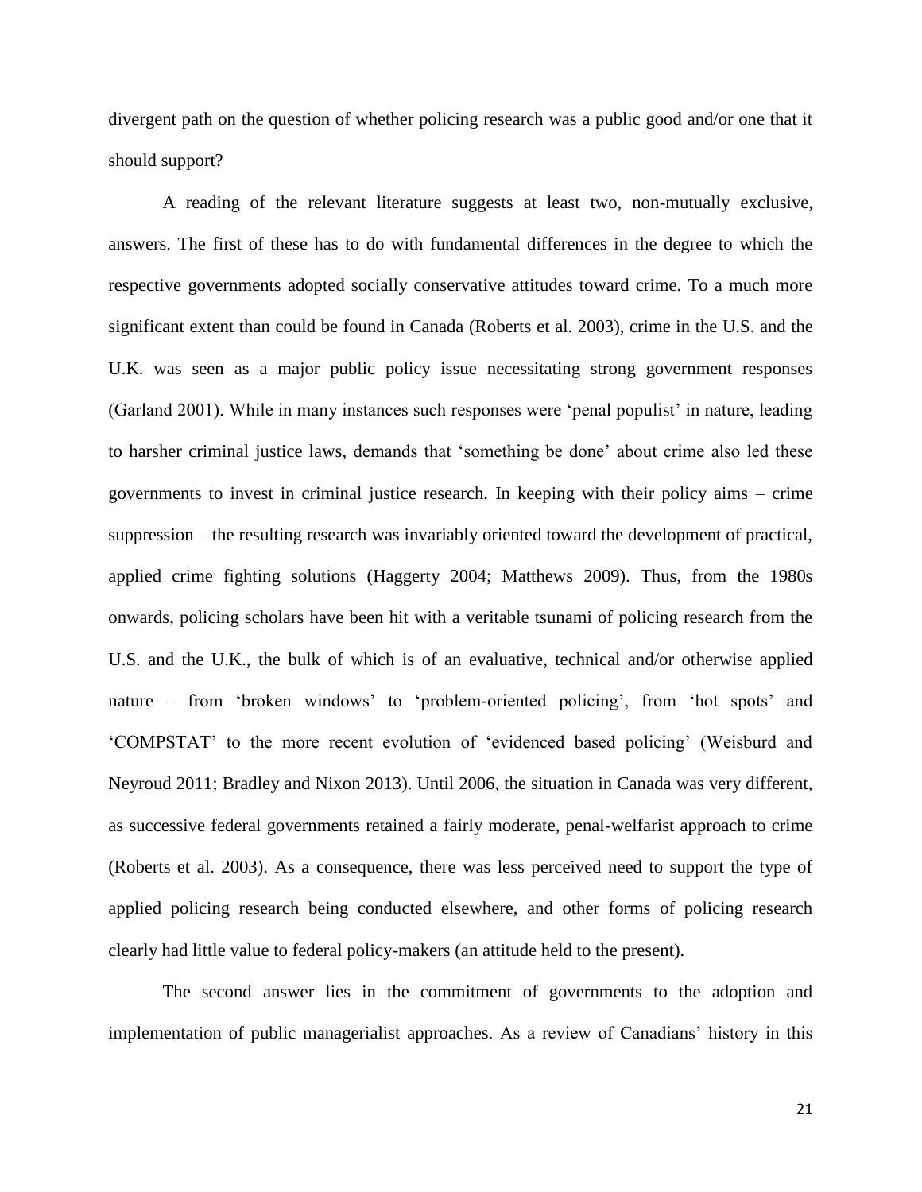divergent path on the question of whether policing research was a public good and/or one that it should support?

A reading of the relevant literature suggests at least two, non-mutually exclusive, answers. The first of these has to do with fundamental differences in the degree to which the respective governments adopted socially conservative attitudes toward crime. To a much more significant extent than could be found in Canada (Roberts et al. 2003), crime in the U.S. and the U.K. was seen as a major public policy issue necessitating strong government responses (Garland 2001). While in many instances such responses were 'penal populist' in nature, leading to harsher criminal justice laws, demands that 'something be done' about crime also led these governments to invest in criminal justice research. In keeping with their policy aims – crime suppression – the resulting research was invariably oriented toward the development of practical, applied crime fighting solutions (Haggerty 2004; Matthews 2009). Thus, from the 1980s onwards, policing scholars have been hit with a veritable tsunami of policing research from the U.S. and the U.K., the bulk of which is of an evaluative, technical and/or otherwise applied nature – from 'broken windows' to 'problem-oriented policing', from 'hot spots' and 'COMPSTAT' to the more recent evolution of 'evidenced based policing' (Weisburd and Neyroud 2011; Bradley and Nixon 2013). Until 2006, the situation in Canada was very different, as successive federal governments retained a fairly moderate, penal-welfarist approach to crime (Roberts et al. 2003). As a consequence, there was less perceived need to support the type of applied policing research being conducted elsewhere, and other forms of policing research clearly had little value to federal policy-makers (an attitude held to the present).

The second answer lies in the commitment of governments to the adoption and implementation of public managerialist approaches. As a review of Canadians' history in this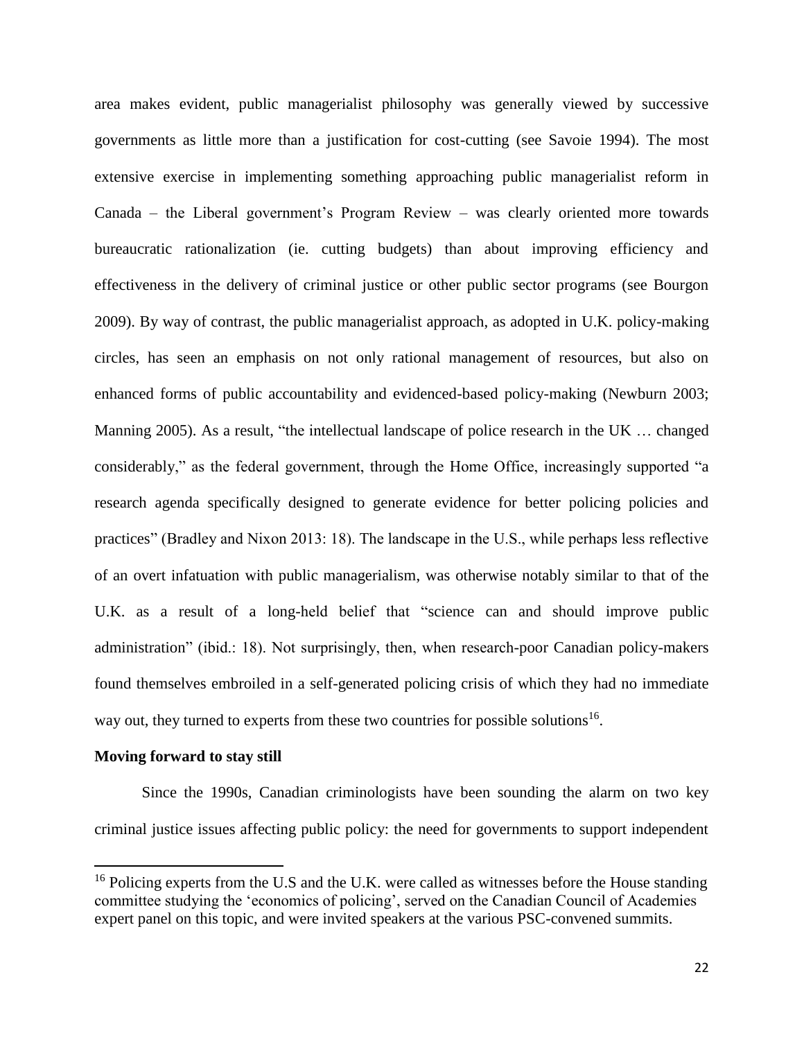area makes evident, public managerialist philosophy was generally viewed by successive governments as little more than a justification for cost-cutting (see Savoie 1994). The most extensive exercise in implementing something approaching public managerialist reform in Canada – the Liberal government's Program Review – was clearly oriented more towards bureaucratic rationalization (ie. cutting budgets) than about improving efficiency and effectiveness in the delivery of criminal justice or other public sector programs (see Bourgon 2009). By way of contrast, the public managerialist approach, as adopted in U.K. policy-making circles, has seen an emphasis on not only rational management of resources, but also on enhanced forms of public accountability and evidenced-based policy-making (Newburn 2003; Manning 2005). As a result, "the intellectual landscape of police research in the UK … changed considerably," as the federal government, through the Home Office, increasingly supported "a research agenda specifically designed to generate evidence for better policing policies and practices" (Bradley and Nixon 2013: 18). The landscape in the U.S., while perhaps less reflective of an overt infatuation with public managerialism, was otherwise notably similar to that of the U.K. as a result of a long-held belief that "science can and should improve public administration" (ibid.: 18). Not surprisingly, then, when research-poor Canadian policy-makers found themselves embroiled in a self-generated policing crisis of which they had no immediate way out, they turned to experts from these two countries for possible solutions[16].

**Moving forward to stay still**

Since the 1990s, Canadian criminologists have been sounding the alarm on two key criminal justice issues affecting public policy: the need for governments to support independent

[16] Policing experts from the U.S and the U.K. were called as witnesses before the House standing committee studying the 'economics of policing', served on the Canadian Council of Academies expert panel on this topic, and were invited speakers at the various PSC-convened summits.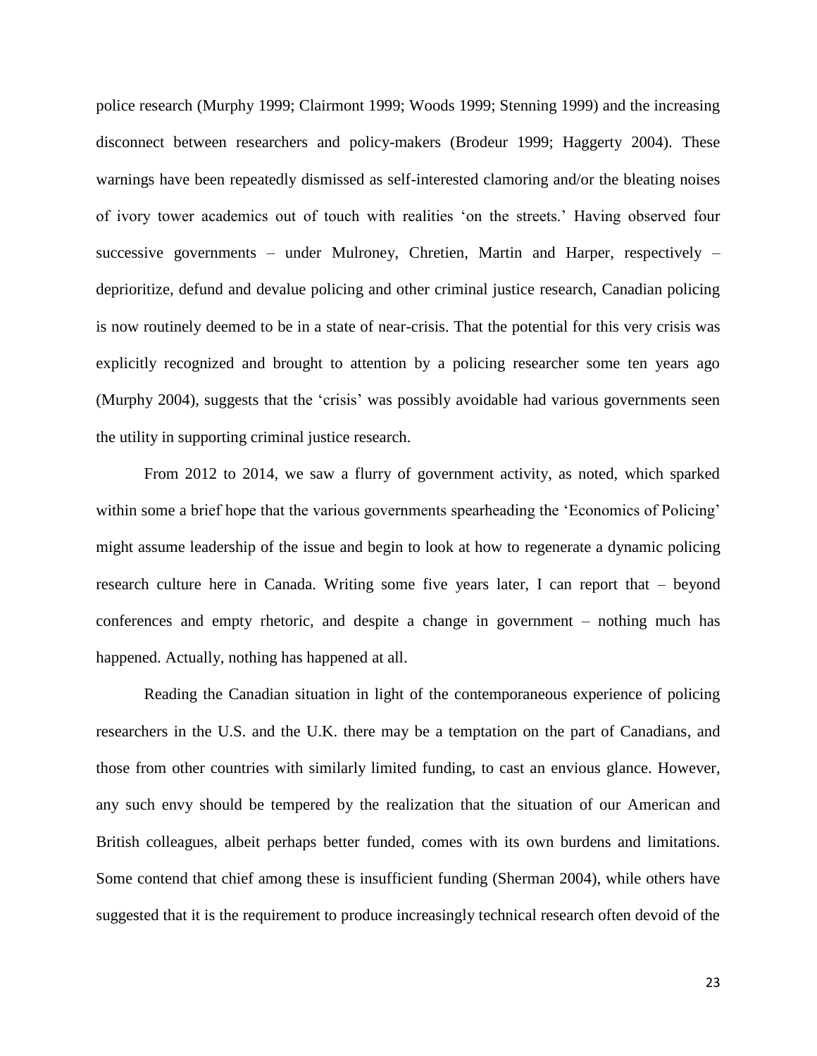police research (Murphy 1999; Clairmont 1999; Woods 1999; Stenning 1999) and the increasing disconnect between researchers and policy-makers (Brodeur 1999; Haggerty 2004). These warnings have been repeatedly dismissed as self-interested clamoring and/or the bleating noises of ivory tower academics out of touch with realities 'on the streets.' Having observed four successive governments – under Mulroney, Chretien, Martin and Harper, respectively – deprioritize, defund and devalue policing and other criminal justice research, Canadian policing is now routinely deemed to be in a state of near-crisis. That the potential for this very crisis was explicitly recognized and brought to attention by a policing researcher some ten years ago (Murphy 2004), suggests that the 'crisis' was possibly avoidable had various governments seen the utility in supporting criminal justice research.

From 2012 to 2014, we saw a flurry of government activity, as noted, which sparked within some a brief hope that the various governments spearheading the 'Economics of Policing' might assume leadership of the issue and begin to look at how to regenerate a dynamic policing research culture here in Canada. Writing some five years later, I can report that – beyond conferences and empty rhetoric, and despite a change in government – nothing much has happened. Actually, nothing has happened at all.

Reading the Canadian situation in light of the contemporaneous experience of policing researchers in the U.S. and the U.K. there may be a temptation on the part of Canadians, and those from other countries with similarly limited funding, to cast an envious glance. However, any such envy should be tempered by the realization that the situation of our American and British colleagues, albeit perhaps better funded, comes with its own burdens and limitations. Some contend that chief among these is insufficient funding (Sherman 2004), while others have suggested that it is the requirement to produce increasingly technical research often devoid of the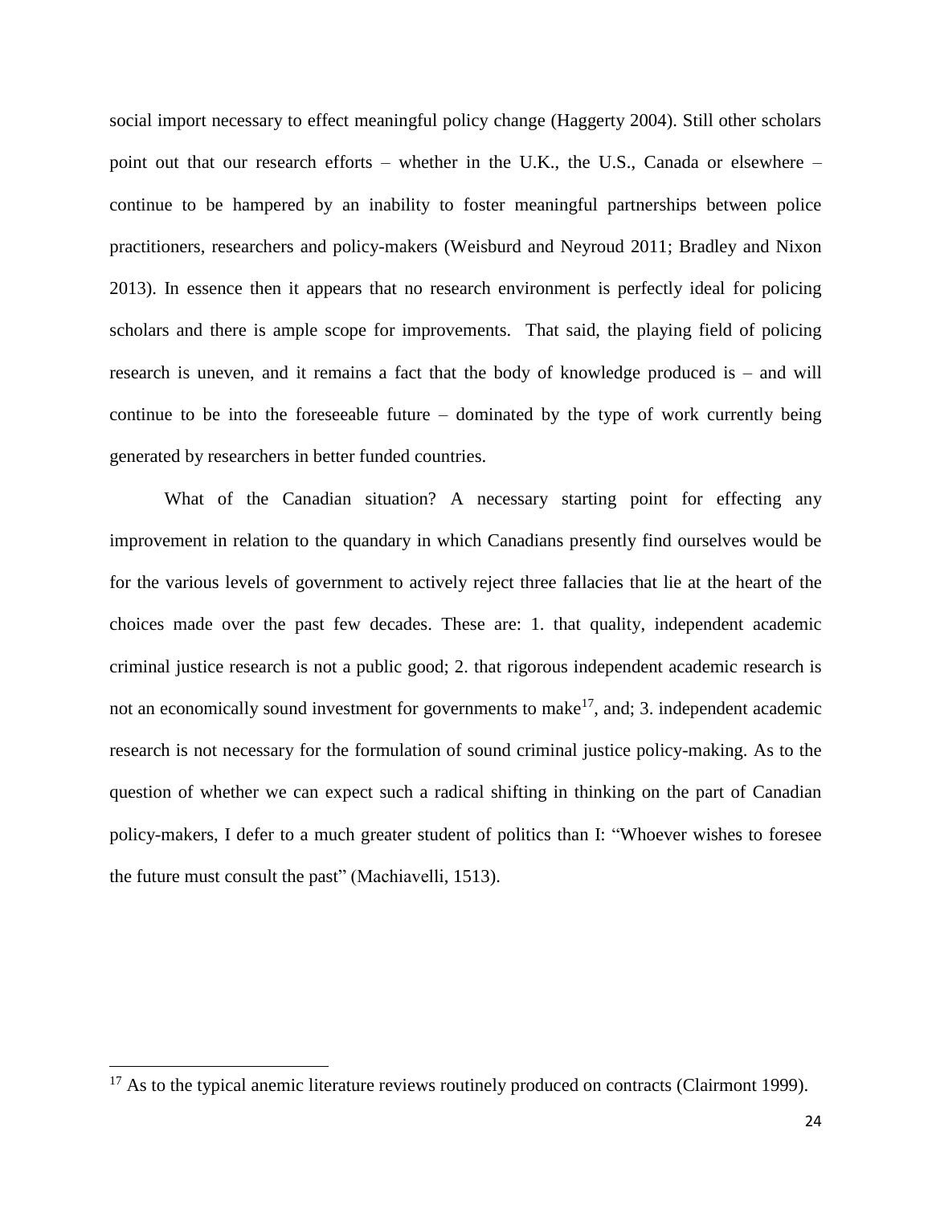social import necessary to effect meaningful policy change (Haggerty 2004). Still other scholars point out that our research efforts – whether in the U.K., the U.S., Canada or elsewhere – continue to be hampered by an inability to foster meaningful partnerships between police practitioners, researchers and policy-makers (Weisburd and Neyroud 2011; Bradley and Nixon 2013). In essence then it appears that no research environment is perfectly ideal for policing scholars and there is ample scope for improvements. That said, the playing field of policing research is uneven, and it remains a fact that the body of knowledge produced is – and will continue to be into the foreseeable future – dominated by the type of work currently being generated by researchers in better funded countries.

What of the Canadian situation? A necessary starting point for effecting any improvement in relation to the quandary in which Canadians presently find ourselves would be for the various levels of government to actively reject three fallacies that lie at the heart of the choices made over the past few decades. These are: 1. that quality, independent academic criminal justice research is not a public good; 2. that rigorous independent academic research is not an economically sound investment for governments to make[17], and; 3. independent academic research is not necessary for the formulation of sound criminal justice policy-making. As to the question of whether we can expect such a radical shifting in thinking on the part of Canadian policy-makers, I defer to a much greater student of politics than I: "Whoever wishes to foresee the future must consult the past" (Machiavelli, 1513).

---

[17] As to the typical anemic literature reviews routinely produced on contracts (Clairmont 1999).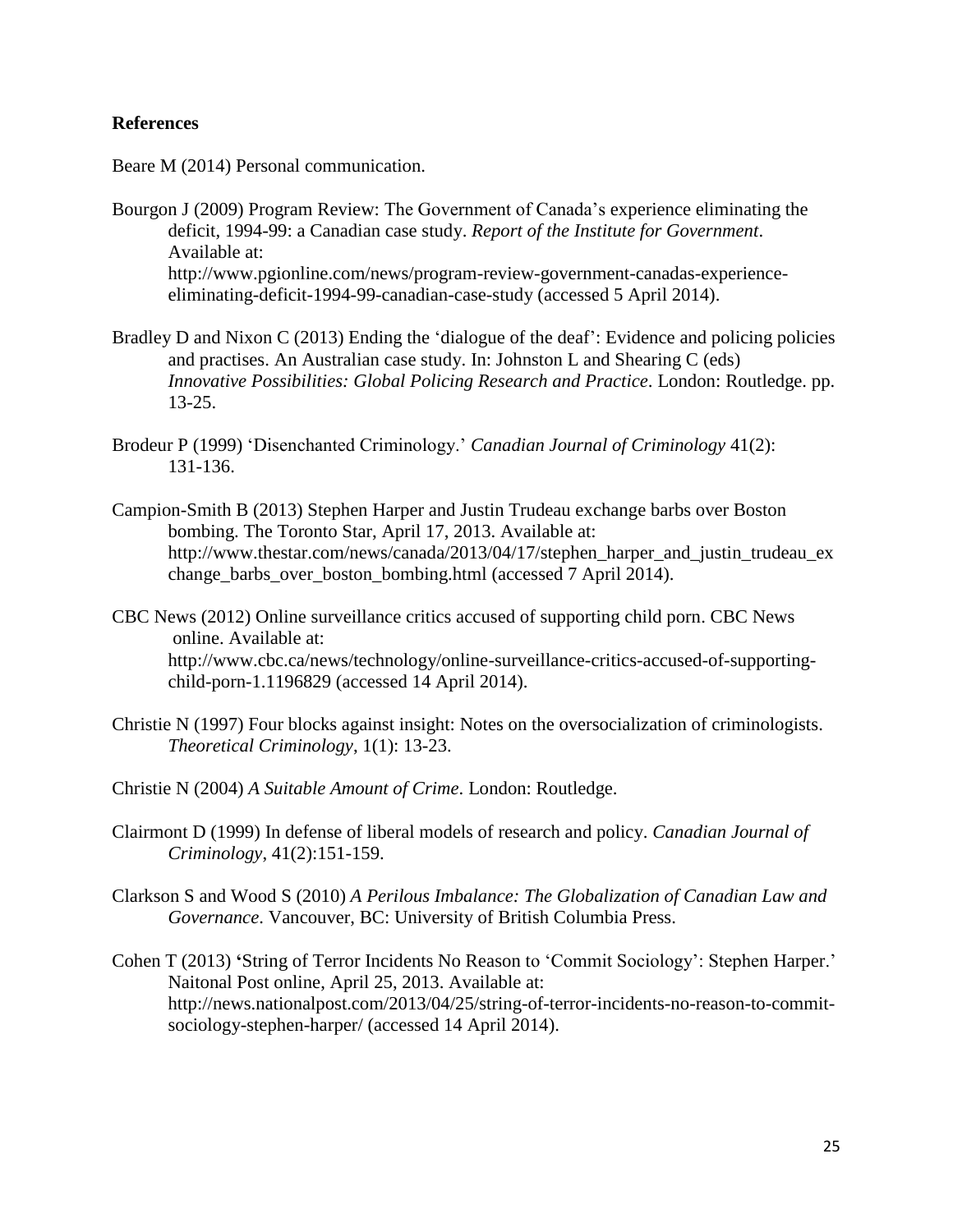**References**

Beare M (2014) Personal communication.

Bourgon J (2009) Program Review: The Government of Canada's experience eliminating the deficit, 1994-99: a Canadian case study. *Report of the Institute for Government*. Available at: http://www.pgionline.com/news/program-review-government-canadas-experience-eliminating-deficit-1994-99-canadian-case-study (accessed 5 April 2014).

Bradley D and Nixon C (2013) Ending the 'dialogue of the deaf': Evidence and policing policies and practises. An Australian case study. In: Johnston L and Shearing C (eds) *Innovative Possibilities: Global Policing Research and Practice*. London: Routledge. pp. 13-25.

Brodeur P (1999) 'Disenchanted Criminology.' *Canadian Journal of Criminology* 41(2): 131-136.

Campion-Smith B (2013) Stephen Harper and Justin Trudeau exchange barbs over Boston bombing. The Toronto Star, April 17, 2013. Available at: http://www.thestar.com/news/canada/2013/04/17/stephen_harper_and_justin_trudeau_exchange_barbs_over_boston_bombing.html (accessed 7 April 2014).

CBC News (2012) Online surveillance critics accused of supporting child porn. CBC News online. Available at: http://www.cbc.ca/news/technology/online-surveillance-critics-accused-of-supporting-child-porn-1.1196829 (accessed 14 April 2014).

Christie N (1997) Four blocks against insight: Notes on the oversocialization of criminologists. *Theoretical Criminology*, 1(1): 13-23.

Christie N (2004) *A Suitable Amount of Crime*. London: Routledge.

Clairmont D (1999) In defense of liberal models of research and policy. *Canadian Journal of Criminology*, 41(2):151-159.

Clarkson S and Wood S (2010) *A Perilous Imbalance: The Globalization of Canadian Law and Governance*. Vancouver, BC: University of British Columbia Press.

Cohen T (2013) **'**String of Terror Incidents No Reason to 'Commit Sociology': Stephen Harper.' Naitonal Post online, April 25, 2013. Available at: http://news.nationalpost.com/2013/04/25/string-of-terror-incidents-no-reason-to-commit-sociology-stephen-harper/ (accessed 14 April 2014).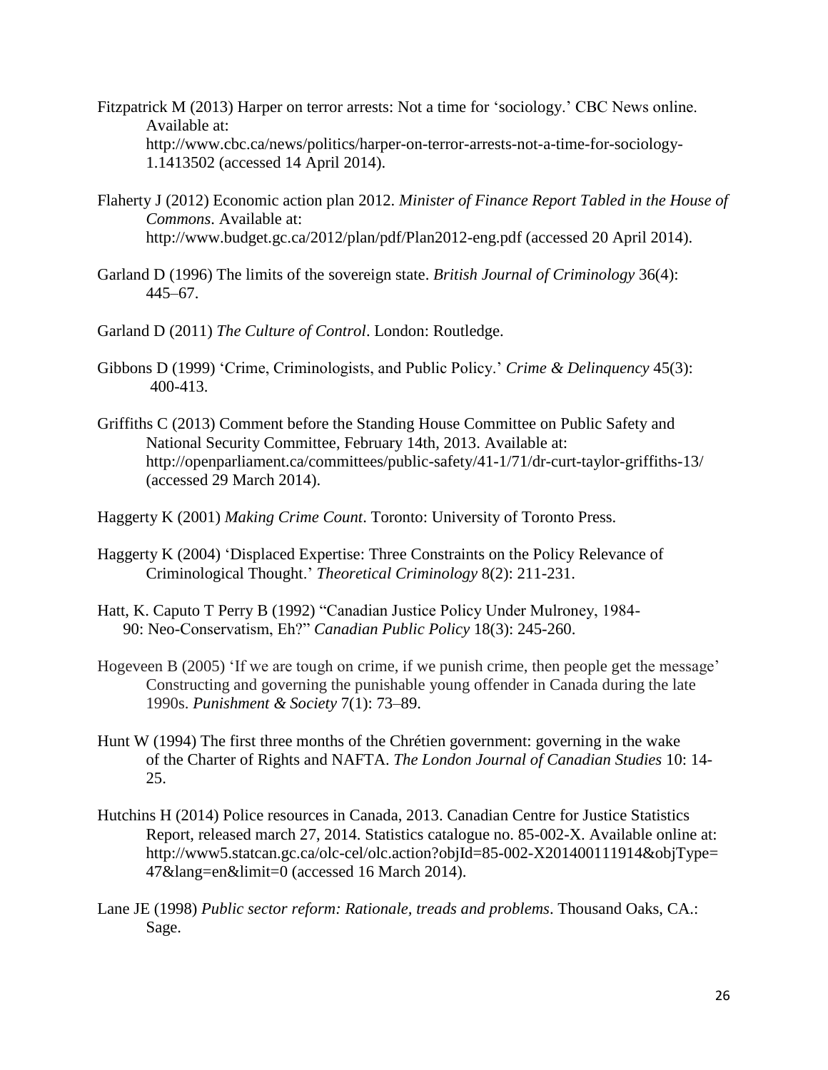Fitzpatrick M (2013) Harper on terror arrests: Not a time for 'sociology.' CBC News online. Available at: http://www.cbc.ca/news/politics/harper-on-terror-arrests-not-a-time-for-sociology-1.1413502 (accessed 14 April 2014).

Flaherty J (2012) Economic action plan 2012. *Minister of Finance Report Tabled in the House of Commons*. Available at: http://www.budget.gc.ca/2012/plan/pdf/Plan2012-eng.pdf (accessed 20 April 2014).

Garland D (1996) The limits of the sovereign state. *British Journal of Criminology* 36(4): 445–67.

Garland D (2011) *The Culture of Control*. London: Routledge.

Gibbons D (1999) 'Crime, Criminologists, and Public Policy.' *Crime & Delinquency* 45(3): 400-413.

Griffiths C (2013) Comment before the Standing House Committee on Public Safety and National Security Committee, February 14th, 2013. Available at: http://openparliament.ca/committees/public-safety/41-1/71/dr-curt-taylor-griffiths-13/ (accessed 29 March 2014).

Haggerty K (2001) *Making Crime Count*. Toronto: University of Toronto Press.

Haggerty K (2004) 'Displaced Expertise: Three Constraints on the Policy Relevance of Criminological Thought.' *Theoretical Criminology* 8(2): 211-231.

Hatt, K. Caputo T Perry B (1992) "Canadian Justice Policy Under Mulroney, 1984-90: Neo-Conservatism, Eh?" *Canadian Public Policy* 18(3): 245-260.

Hogeveen B (2005) 'If we are tough on crime, if we punish crime, then people get the message' Constructing and governing the punishable young offender in Canada during the late 1990s. *Punishment & Society* 7(1): 73–89.

Hunt W (1994) The first three months of the Chrétien government: governing in the wake of the Charter of Rights and NAFTA. *The London Journal of Canadian Studies* 10: 14-25.

Hutchins H (2014) Police resources in Canada, 2013. Canadian Centre for Justice Statistics Report, released march 27, 2014. Statistics catalogue no. 85-002-X. Available online at: http://www5.statcan.gc.ca/olc-cel/olc.action?objId=85-002-X201400111914&objType=47&lang=en&limit=0 (accessed 16 March 2014).

Lane JE (1998) *Public sector reform: Rationale, treads and problems*. Thousand Oaks, CA.: Sage.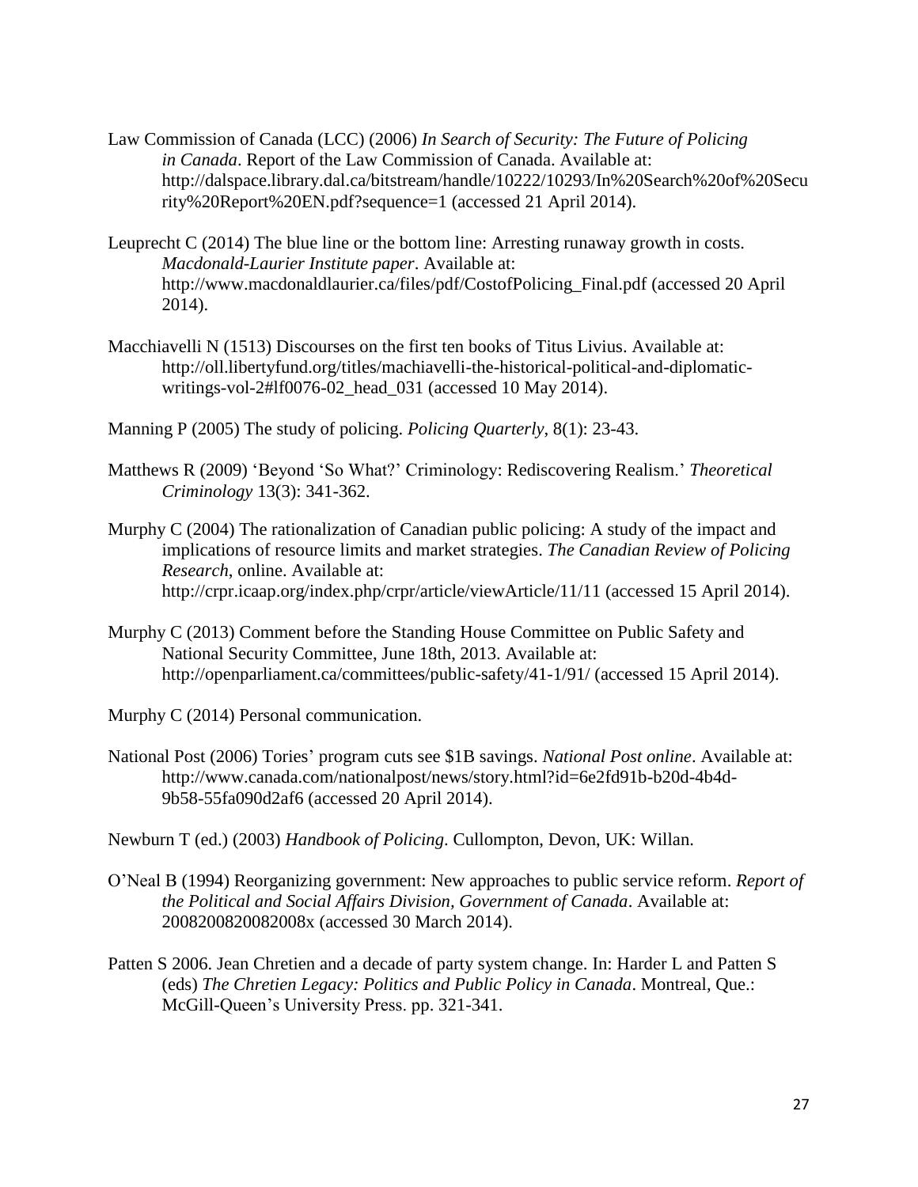Law Commission of Canada (LCC) (2006) *In Search of Security: The Future of Policing in Canada*. Report of the Law Commission of Canada. Available at: http://dalspace.library.dal.ca/bitstream/handle/10222/10293/In%20Search%20of%20Security%20Report%20EN.pdf?sequence=1 (accessed 21 April 2014).

Leuprecht C (2014) The blue line or the bottom line: Arresting runaway growth in costs. *Macdonald-Laurier Institute paper*. Available at: http://www.macdonaldlaurier.ca/files/pdf/CostofPolicing_Final.pdf (accessed 20 April 2014).

Macchiavelli N (1513) Discourses on the first ten books of Titus Livius. Available at: http://oll.libertyfund.org/titles/machiavelli-the-historical-political-and-diplomatic-writings-vol-2#lf0076-02_head_031 (accessed 10 May 2014).

Manning P (2005) The study of policing. *Policing Quarterly*, 8(1): 23-43.

Matthews R (2009) 'Beyond 'So What?' Criminology: Rediscovering Realism.' *Theoretical Criminology* 13(3): 341-362.

Murphy C (2004) The rationalization of Canadian public policing: A study of the impact and implications of resource limits and market strategies. *The Canadian Review of Policing Research*, online. Available at: http://crpr.icaap.org/index.php/crpr/article/viewArticle/11/11 (accessed 15 April 2014).

Murphy C (2013) Comment before the Standing House Committee on Public Safety and National Security Committee, June 18th, 2013. Available at: http://openparliament.ca/committees/public-safety/41-1/91/ (accessed 15 April 2014).

Murphy C (2014) Personal communication.

National Post (2006) Tories' program cuts see $1B savings. *National Post online*. Available at: http://www.canada.com/nationalpost/news/story.html?id=6e2fd91b-b20d-4b4d-9b58-55fa090d2af6 (accessed 20 April 2014).

Newburn T (ed.) (2003) *Handbook of Policing*. Cullompton, Devon, UK: Willan.

O'Neal B (1994) Reorganizing government: New approaches to public service reform. *Report of the Political and Social Affairs Division, Government of Canada*. Available at: 2008200820082008x (accessed 30 March 2014).

Patten S 2006. Jean Chretien and a decade of party system change. In: Harder L and Patten S (eds) *The Chretien Legacy: Politics and Public Policy in Canada*. Montreal, Que.: McGill-Queen's University Press. pp. 321-341.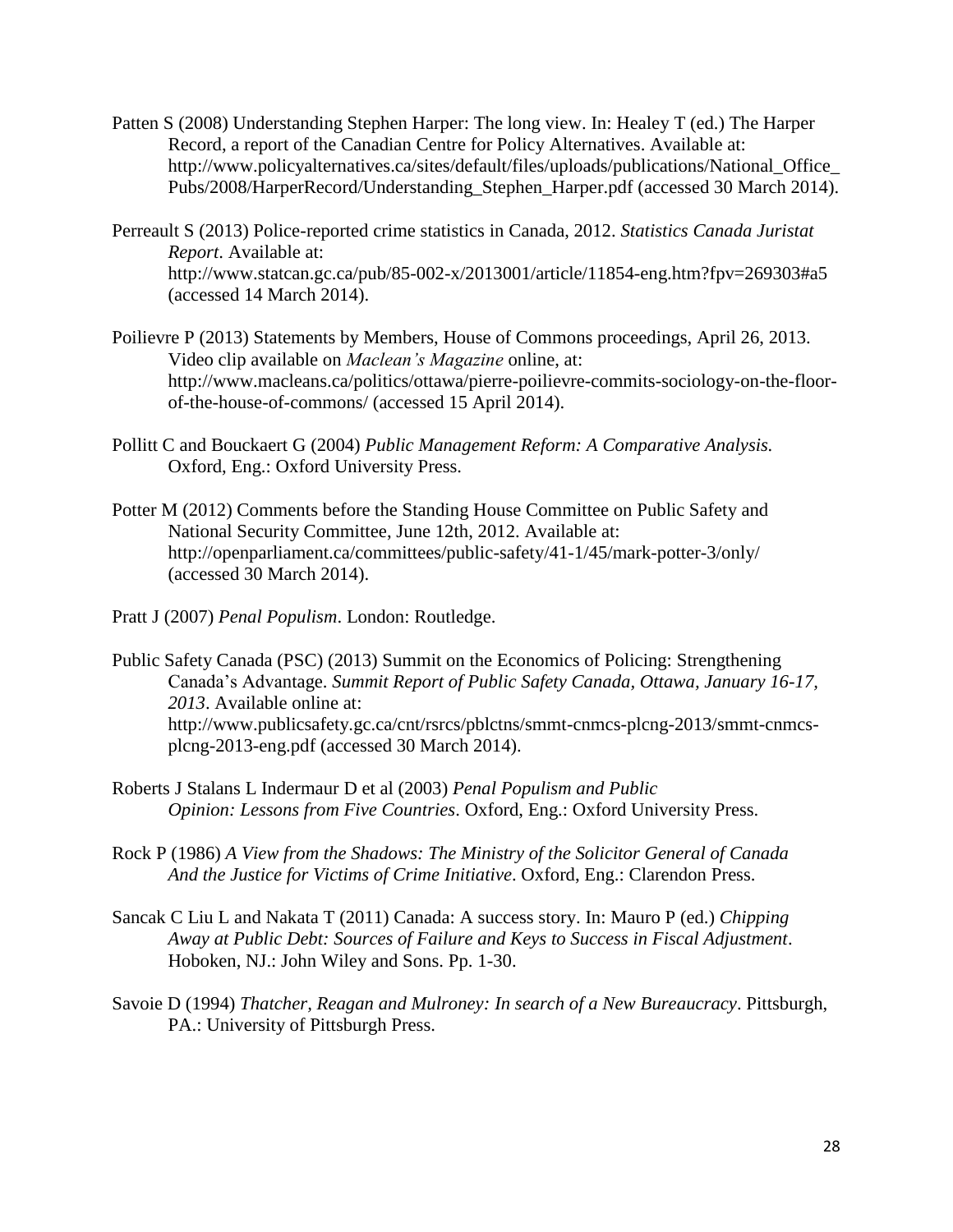Patten S (2008) Understanding Stephen Harper: The long view. In: Healey T (ed.) The Harper Record, a report of the Canadian Centre for Policy Alternatives. Available at: http://www.policyalternatives.ca/sites/default/files/uploads/publications/National_Office_Pubs/2008/HarperRecord/Understanding_Stephen_Harper.pdf (accessed 30 March 2014).

Perreault S (2013) Police-reported crime statistics in Canada, 2012. *Statistics Canada Juristat Report*. Available at: http://www.statcan.gc.ca/pub/85-002-x/2013001/article/11854-eng.htm?fpv=269303#a5 (accessed 14 March 2014).

Poilievre P (2013) Statements by Members, House of Commons proceedings, April 26, 2013. Video clip available on *Maclean's Magazine* online, at: http://www.macleans.ca/politics/ottawa/pierre-poilievre-commits-sociology-on-the-floor-of-the-house-of-commons/ (accessed 15 April 2014).

Pollitt C and Bouckaert G (2004) *Public Management Reform: A Comparative Analysis.* Oxford, Eng.: Oxford University Press.

Potter M (2012) Comments before the Standing House Committee on Public Safety and National Security Committee, June 12th, 2012. Available at: http://openparliament.ca/committees/public-safety/41-1/45/mark-potter-3/only/ (accessed 30 March 2014).

Pratt J (2007) *Penal Populism*. London: Routledge.

Public Safety Canada (PSC) (2013) Summit on the Economics of Policing: Strengthening Canada's Advantage. *Summit Report of Public Safety Canada, Ottawa, January 16-17, 2013*. Available online at: http://www.publicsafety.gc.ca/cnt/rsrcs/pblctns/smmt-cnmcs-plcng-2013/smmt-cnmcs-plcng-2013-eng.pdf (accessed 30 March 2014).

Roberts J Stalans L Indermaur D et al (2003) *Penal Populism and Public Opinion: Lessons from Five Countries*. Oxford, Eng.: Oxford University Press.

Rock P (1986) *A View from the Shadows: The Ministry of the Solicitor General of Canada And the Justice for Victims of Crime Initiative*. Oxford, Eng.: Clarendon Press.

Sancak C Liu L and Nakata T (2011) Canada: A success story. In: Mauro P (ed.) *Chipping Away at Public Debt: Sources of Failure and Keys to Success in Fiscal Adjustment*. Hoboken, NJ.: John Wiley and Sons. Pp. 1-30.

Savoie D (1994) *Thatcher, Reagan and Mulroney: In search of a New Bureaucracy*. Pittsburgh, PA.: University of Pittsburgh Press.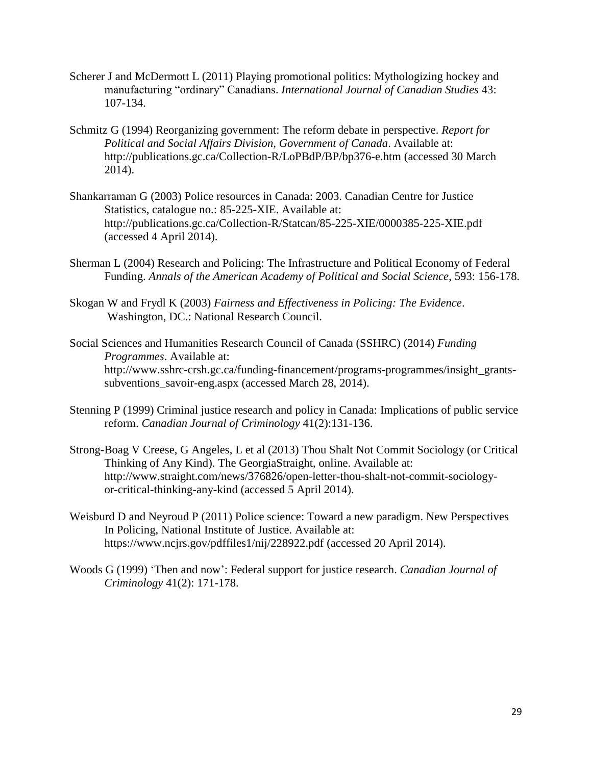Scherer J and McDermott L (2011) Playing promotional politics: Mythologizing hockey and manufacturing "ordinary" Canadians. *International Journal of Canadian Studies* 43: 107-134.

Schmitz G (1994) Reorganizing government: The reform debate in perspective. *Report for Political and Social Affairs Division, Government of Canada*. Available at: http://publications.gc.ca/Collection-R/LoPBdP/BP/bp376-e.htm (accessed 30 March 2014).

Shankarraman G (2003) Police resources in Canada: 2003. Canadian Centre for Justice Statistics, catalogue no.: 85-225-XIE. Available at: http://publications.gc.ca/Collection-R/Statcan/85-225-XIE/0000385-225-XIE.pdf (accessed 4 April 2014).

Sherman L (2004) Research and Policing: The Infrastructure and Political Economy of Federal Funding. *Annals of the American Academy of Political and Social Science*, 593: 156-178.

Skogan W and Frydl K (2003) *Fairness and Effectiveness in Policing: The Evidence*. Washington, DC.: National Research Council.

Social Sciences and Humanities Research Council of Canada (SSHRC) (2014) *Funding Programmes*. Available at: http://www.sshrc-crsh.gc.ca/funding-financement/programs-programmes/insight_grants-subventions_savoir-eng.aspx (accessed March 28, 2014).

Stenning P (1999) Criminal justice research and policy in Canada: Implications of public service reform. *Canadian Journal of Criminology* 41(2):131-136.

Strong-Boag V Creese, G Angeles, L et al (2013) Thou Shalt Not Commit Sociology (or Critical Thinking of Any Kind). The GeorgiaStraight, online. Available at: http://www.straight.com/news/376826/open-letter-thou-shalt-not-commit-sociology-or-critical-thinking-any-kind (accessed 5 April 2014).

Weisburd D and Neyroud P (2011) Police science: Toward a new paradigm. New Perspectives In Policing, National Institute of Justice. Available at: https://www.ncjrs.gov/pdffiles1/nij/228922.pdf (accessed 20 April 2014).

Woods G (1999) 'Then and now': Federal support for justice research. *Canadian Journal of Criminology* 41(2): 171-178.